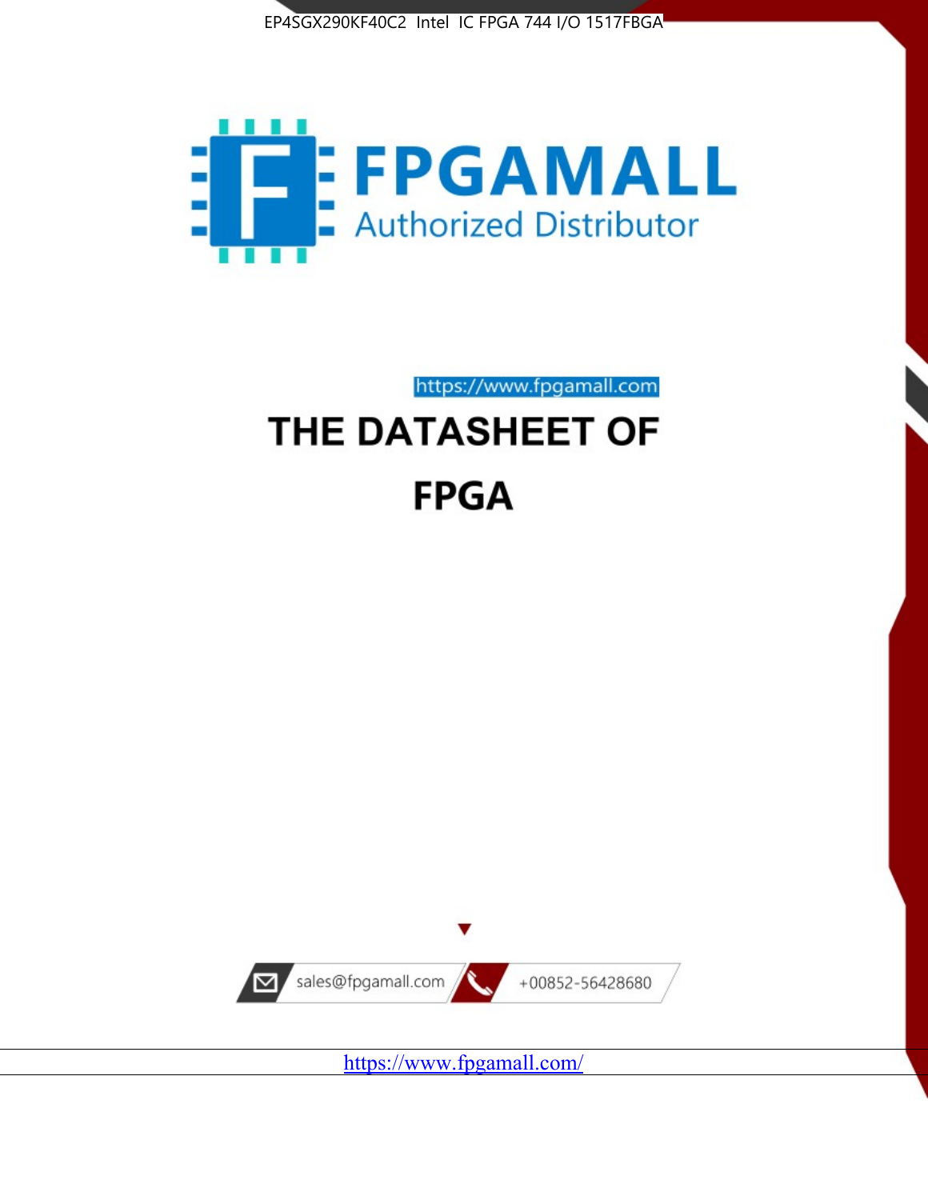EP4SGX290KF40C2 Intel IC FPGA 744 I/O 1517FBGA

FPGAMALL

Authorized Distributor

https://www.fpgamall.com

# THE DATASHEET OF

# FPGA

sales@fpgamall.com

+00852-56428680

https://www.fpgamall.com/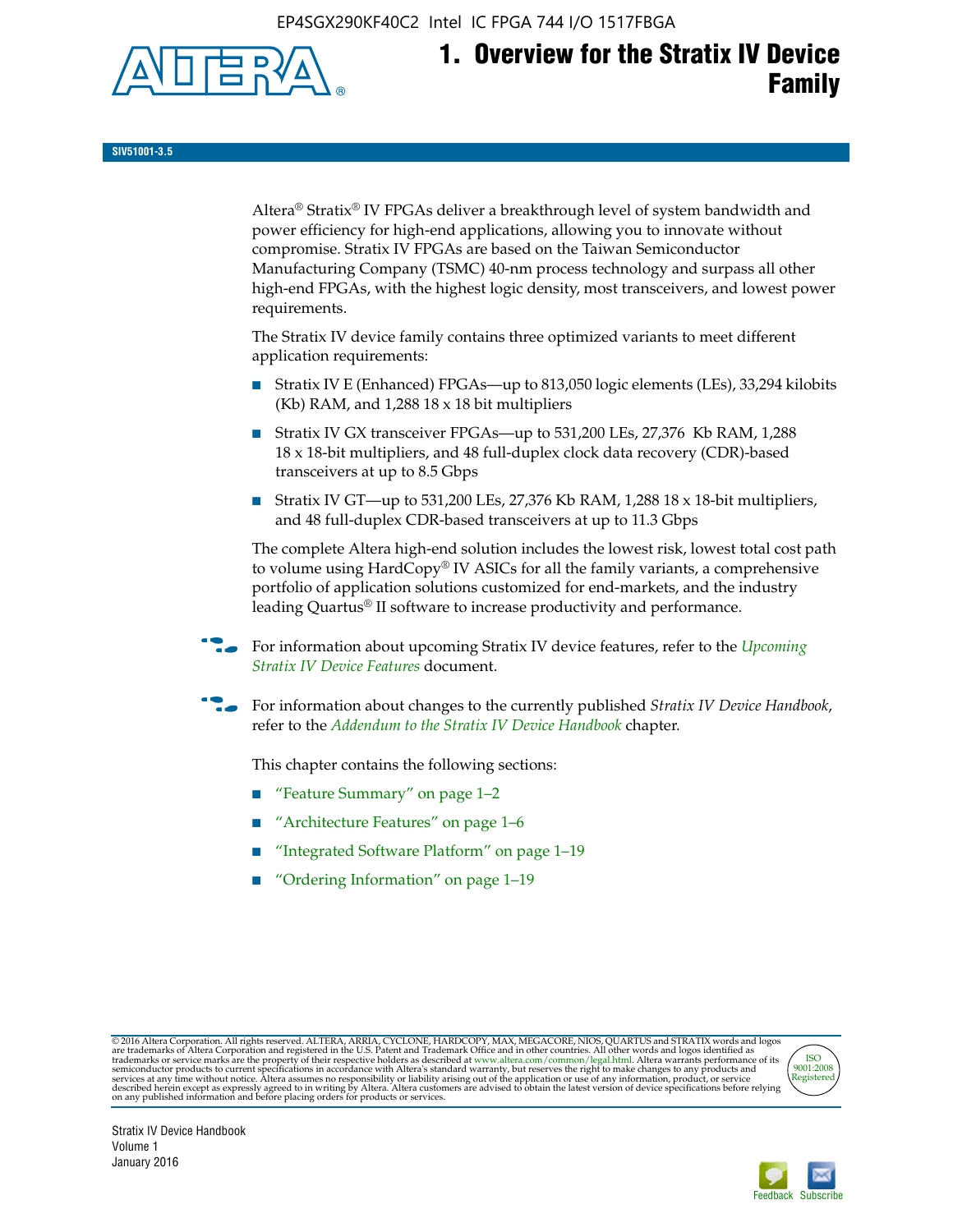# 1. Overview for the Stratix IV Device Family

SIV51001-3.5

Altera® Stratix® IV FPGAs deliver a breakthrough level of system bandwidth and power efficiency for high-end applications, allowing you to innovate without compromise. Stratix IV FPGAs are based on the Taiwan Semiconductor Manufacturing Company (TSMC) 40-nm process technology and surpass all other high-end FPGAs, with the highest logic density, most transceivers, and lowest power requirements.

The Stratix IV device family contains three optimized variants to meet different application requirements:

- Stratix IV E (Enhanced) FPGAs—up to 813,050 logic elements (LEs), 33,294 kilobits (Kb) RAM, and 1,288 18 x 18 bit multipliers
- Stratix IV GX transceiver FPGAs—up to 531,200 LEs, 27,376 Kb RAM, 1,288 18 x 18-bit multipliers, and 48 full-duplex clock data recovery (CDR)-based transceivers at up to 8.5 Gbps
- Stratix IV GT—up to 531,200 LEs, 27,376 Kb RAM, 1,288 18 x 18-bit multipliers, and 48 full-duplex CDR-based transceivers at up to 11.3 Gbps

The complete Altera high-end solution includes the lowest risk, lowest total cost path to volume using HardCopy® IV ASICs for all the family variants, a comprehensive portfolio of application solutions customized for end-markets, and the industry leading Quartus® II software to increase productivity and performance.

For information about upcoming Stratix IV device features, refer to the *Upcoming Stratix IV Device Features* document.

For information about changes to the currently published *Stratix IV Device Handbook*, refer to the *Addendum to the Stratix IV Device Handbook* chapter.

This chapter contains the following sections:

- "Feature Summary" on page 1–2
- "Architecture Features" on page 1–6
- "Integrated Software Platform" on page 1–19
- "Ordering Information" on page 1–19

© 2016 Altera Corporation. All rights reserved. ALTERA, ARRIA, CYCLONE, HARDCOPY, MAX, MEGACORE, NIOS, QUARTUS and STRATIX words and logos are trademarks of Altera Corporation and registered in the U.S. Patent and Trademark Office and in other countries. All other words and logos identified as trademarks or service marks are the property of their respective holders as described at www.altera.com/common/legal.html. Altera warrants performance of its semiconductor products to current specifications in accordance with Altera's standard warranty, but reserves the right to make changes to any products and services at any time without notice. Altera assumes no responsibility or liability arising out of the application or use of any information, product, or service described herein except as expressly agreed to in writing by Altera. Altera customers are advised to obtain the latest version of device specifications before relying on any published information and before placing orders for products or services.

Stratix IV Device Handbook
Volume 1
January 2016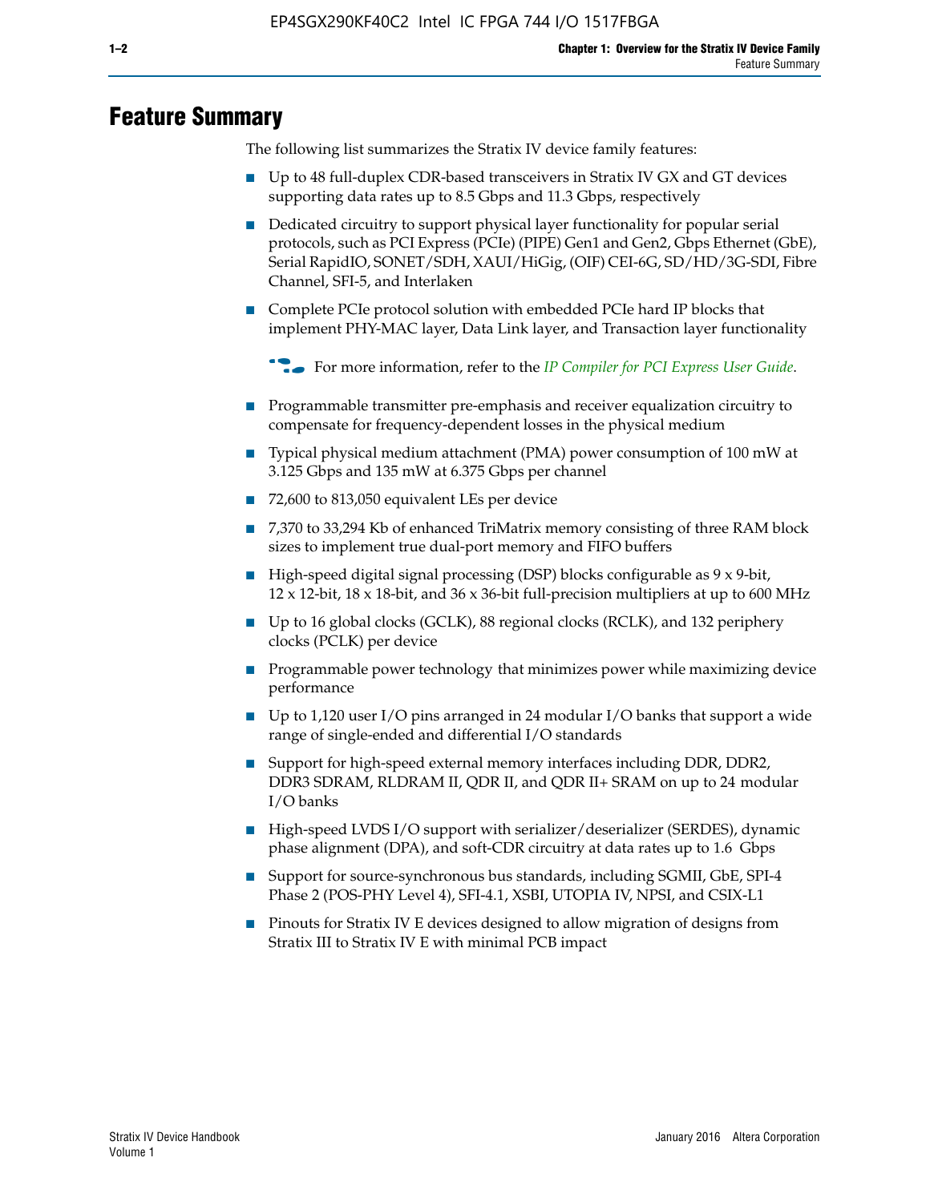# Feature Summary

The following list summarizes the Stratix IV device family features:

- Up to 48 full-duplex CDR-based transceivers in Stratix IV GX and GT devices supporting data rates up to 8.5 Gbps and 11.3 Gbps, respectively
- Dedicated circuitry to support physical layer functionality for popular serial protocols, such as PCI Express (PCIe) (PIPE) Gen1 and Gen2, Gbps Ethernet (GbE), Serial RapidIO, SONET/SDH, XAUI/HiGig, (OIF) CEI-6G, SD/HD/3G-SDI, Fibre Channel, SFI-5, and Interlaken
- Complete PCIe protocol solution with embedded PCIe hard IP blocks that implement PHY-MAC layer, Data Link layer, and Transaction layer functionality

  For more information, refer to the *IP Compiler for PCI Express User Guide*.

- Programmable transmitter pre-emphasis and receiver equalization circuitry to compensate for frequency-dependent losses in the physical medium
- Typical physical medium attachment (PMA) power consumption of 100 mW at 3.125 Gbps and 135 mW at 6.375 Gbps per channel
- 72,600 to 813,050 equivalent LEs per device
- 7,370 to 33,294 Kb of enhanced TriMatrix memory consisting of three RAM block sizes to implement true dual-port memory and FIFO buffers
- High-speed digital signal processing (DSP) blocks configurable as 9 x 9-bit, 12 x 12-bit, 18 x 18-bit, and 36 x 36-bit full-precision multipliers at up to 600 MHz
- Up to 16 global clocks (GCLK), 88 regional clocks (RCLK), and 132 periphery clocks (PCLK) per device
- Programmable power technology that minimizes power while maximizing device performance
- Up to 1,120 user I/O pins arranged in 24 modular I/O banks that support a wide range of single-ended and differential I/O standards
- Support for high-speed external memory interfaces including DDR, DDR2, DDR3 SDRAM, RLDRAM II, QDR II, and QDR II+ SRAM on up to 24 modular I/O banks
- High-speed LVDS I/O support with serializer/deserializer (SERDES), dynamic phase alignment (DPA), and soft-CDR circuitry at data rates up to 1.6 Gbps
- Support for source-synchronous bus standards, including SGMII, GbE, SPI-4 Phase 2 (POS-PHY Level 4), SFI-4.1, XSBI, UTOPIA IV, NPSI, and CSIX-L1
- Pinouts for Stratix IV E devices designed to allow migration of designs from Stratix III to Stratix IV E with minimal PCB impact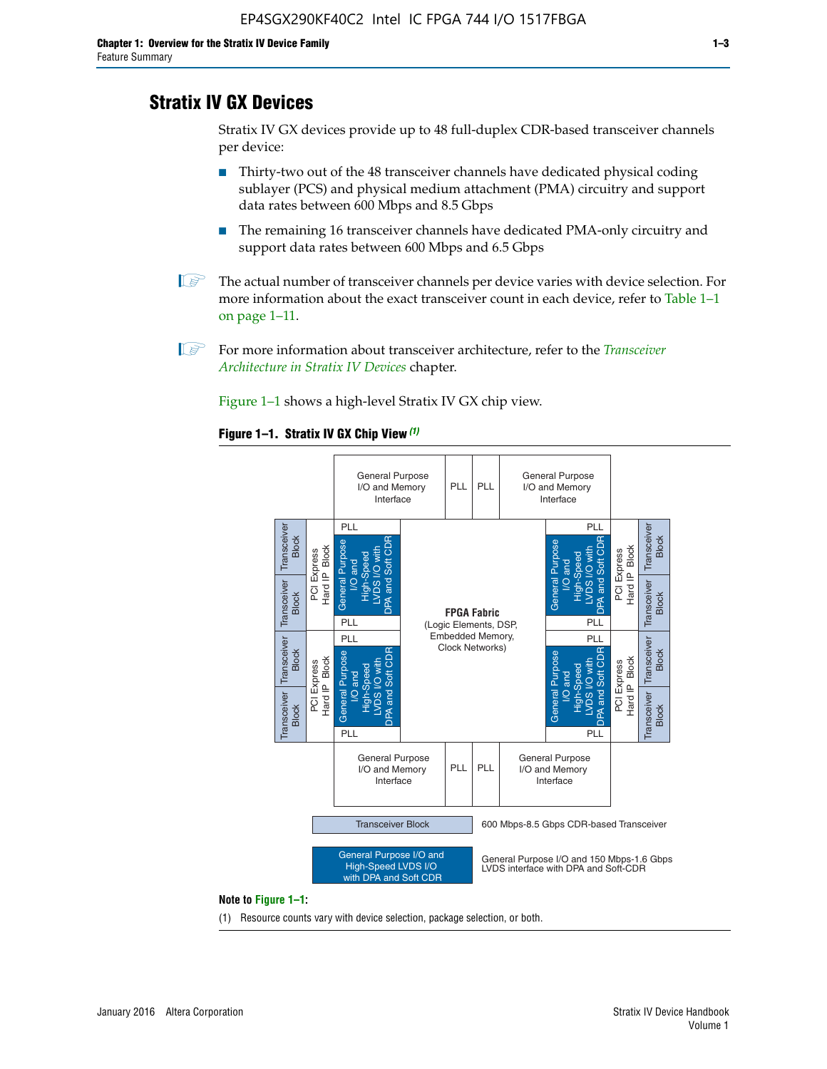## Stratix IV GX Devices

Stratix IV GX devices provide up to 48 full-duplex CDR-based transceiver channels per device:

- Thirty-two out of the 48 transceiver channels have dedicated physical coding sublayer (PCS) and physical medium attachment (PMA) circuitry and support data rates between 600 Mbps and 8.5 Gbps
- The remaining 16 transceiver channels have dedicated PMA-only circuitry and support data rates between 600 Mbps and 6.5 Gbps

The actual number of transceiver channels per device varies with device selection. For more information about the exact transceiver count in each device, refer to Table 1–1 on page 1–11.

For more information about transceiver architecture, refer to the *Transceiver Architecture in Stratix IV Devices* chapter.

Figure 1–1 shows a high-level Stratix IV GX chip view.

**Figure 1–1. Stratix IV GX Chip View** *(1)*

Transceiver Block — 600 Mbps-8.5 Gbps CDR-based Transceiver

General Purpose I/O and High-Speed LVDS I/O with DPA and Soft CDR — General Purpose I/O and 150 Mbps-1.6 Gbps LVDS interface with DPA and Soft-CDR

**Note to Figure 1–1:**

(1) Resource counts vary with device selection, package selection, or both.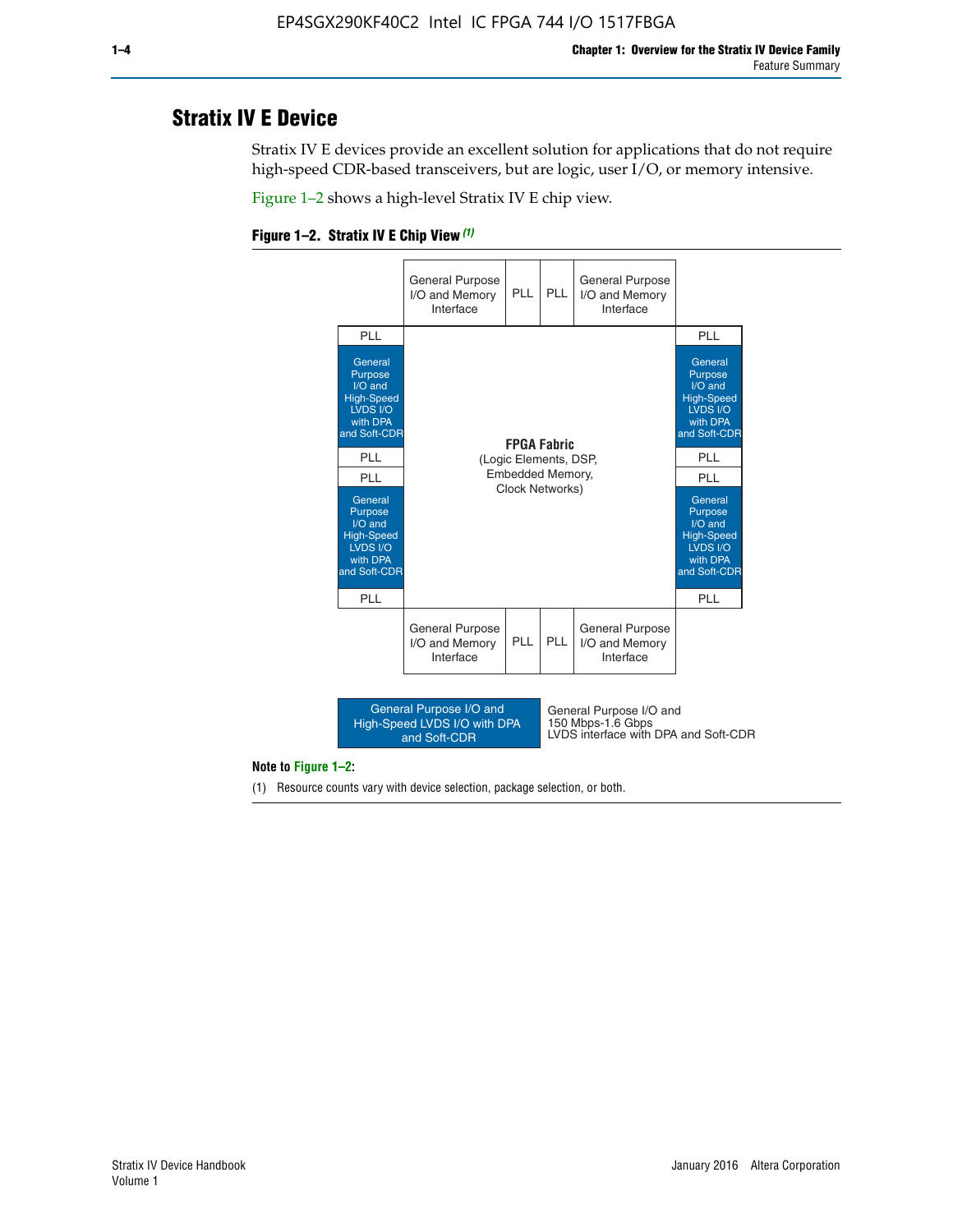# Stratix IV E Device

Stratix IV E devices provide an excellent solution for applications that do not require high-speed CDR-based transceivers, but are logic, user I/O, or memory intensive.

Figure 1–2 shows a high-level Stratix IV E chip view.

**Figure 1–2. Stratix IV E Chip View** *(1)*

| | General Purpose I/O and Memory Interface | PLL | PLL | General Purpose I/O and Memory Interface | |
|---|---|---|---|---|---|
| PLL | | | | | PLL |
| General Purpose I/O and High-Speed LVDS I/O with DPA and Soft-CDR | **FPGA Fabric** (Logic Elements, DSP, Embedded Memory, Clock Networks) | | | | General Purpose I/O and High-Speed LVDS I/O with DPA and Soft-CDR |
| PLL | | | | | PLL |
| PLL | | | | | PLL |
| General Purpose I/O and High-Speed LVDS I/O with DPA and Soft-CDR | | | | | General Purpose I/O and High-Speed LVDS I/O with DPA and Soft-CDR |
| PLL | | | | | PLL |
| | General Purpose I/O and Memory Interface | PLL | PLL | General Purpose I/O and Memory Interface | |

Legend: General Purpose I/O and High-Speed LVDS I/O with DPA and Soft-CDR — General Purpose I/O and 150 Mbps-1.6 Gbps LVDS interface with DPA and Soft-CDR

**Note to Figure 1–2:**

(1) Resource counts vary with device selection, package selection, or both.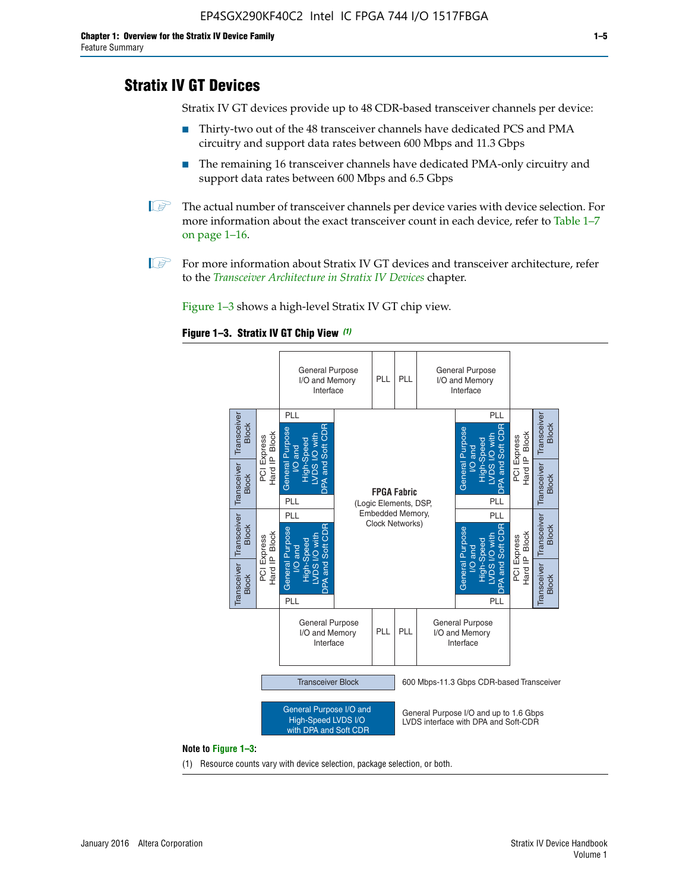## Stratix IV GT Devices

Stratix IV GT devices provide up to 48 CDR-based transceiver channels per device:

- Thirty-two out of the 48 transceiver channels have dedicated PCS and PMA circuitry and support data rates between 600 Mbps and 11.3 Gbps
- The remaining 16 transceiver channels have dedicated PMA-only circuitry and support data rates between 600 Mbps and 6.5 Gbps

The actual number of transceiver channels per device varies with device selection. For more information about the exact transceiver count in each device, refer to Table 1–7 on page 1–16.

For more information about Stratix IV GT devices and transceiver architecture, refer to the *Transceiver Architecture in Stratix IV Devices* chapter.

Figure 1–3 shows a high-level Stratix IV GT chip view.

**Figure 1–3. Stratix IV GT Chip View** *(1)*

General Purpose I/O and Memory Interface | PLL | PLL | General Purpose I/O and Memory Interface

Transceiver Block | Transceiver Block | PCI Express Hard IP Block | PLL | General Purpose I/O and High-Speed LVDS I/O with DPA and Soft CDR | PLL

FPGA Fabric (Logic Elements, DSP, Embedded Memory, Clock Networks)

Transceiver Block — 600 Mbps-11.3 Gbps CDR-based Transceiver

General Purpose I/O and High-Speed LVDS I/O with DPA and Soft CDR — General Purpose I/O and up to 1.6 Gbps LVDS interface with DPA and Soft-CDR

**Note to Figure 1–3:**

(1) Resource counts vary with device selection, package selection, or both.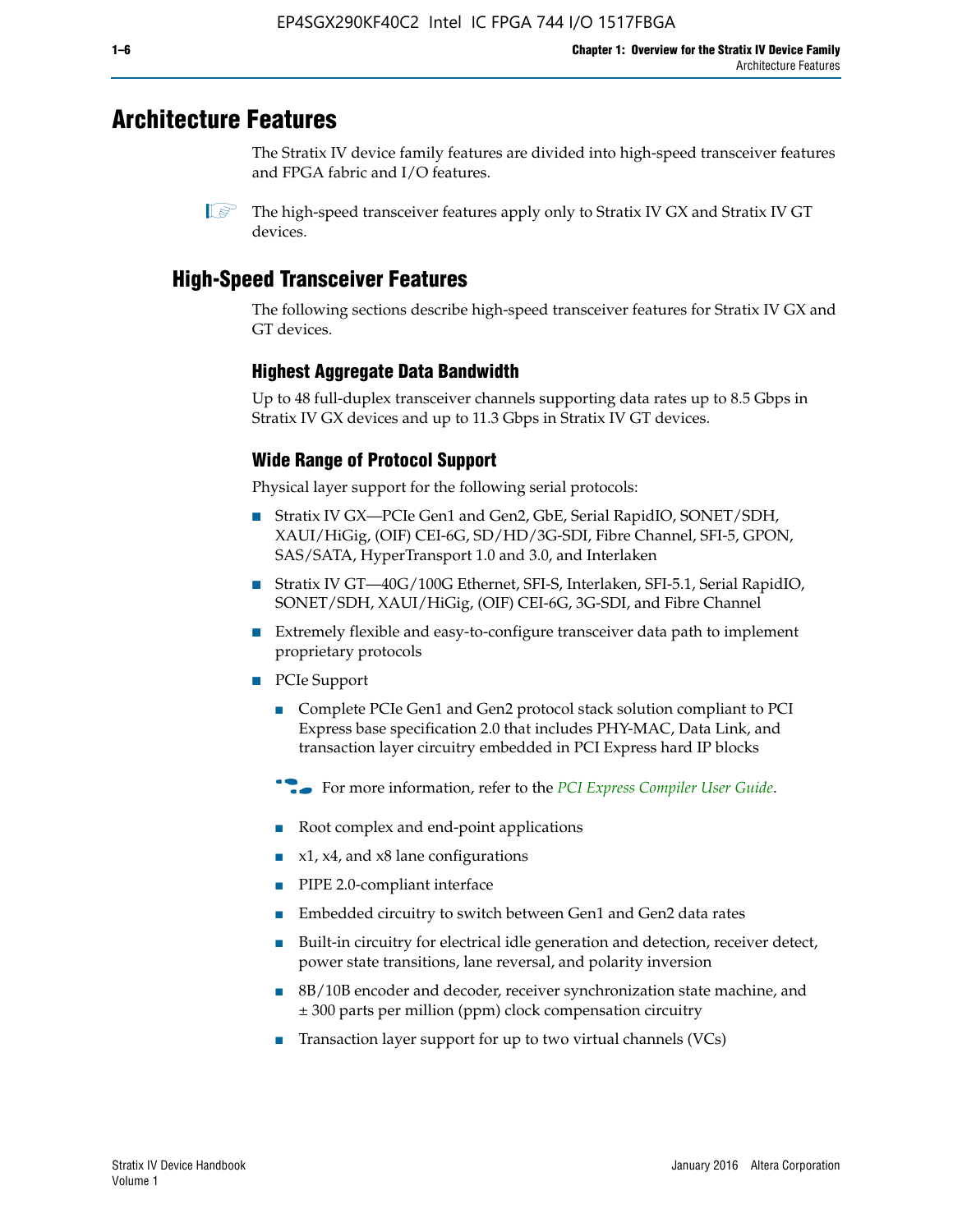# Architecture Features

The Stratix IV device family features are divided into high-speed transceiver features and FPGA fabric and I/O features.

The high-speed transceiver features apply only to Stratix IV GX and Stratix IV GT devices.

## High-Speed Transceiver Features

The following sections describe high-speed transceiver features for Stratix IV GX and GT devices.

### Highest Aggregate Data Bandwidth

Up to 48 full-duplex transceiver channels supporting data rates up to 8.5 Gbps in Stratix IV GX devices and up to 11.3 Gbps in Stratix IV GT devices.

### Wide Range of Protocol Support

Physical layer support for the following serial protocols:

- Stratix IV GX—PCIe Gen1 and Gen2, GbE, Serial RapidIO, SONET/SDH, XAUI/HiGig, (OIF) CEI-6G, SD/HD/3G-SDI, Fibre Channel, SFI-5, GPON, SAS/SATA, HyperTransport 1.0 and 3.0, and Interlaken
- Stratix IV GT—40G/100G Ethernet, SFI-S, Interlaken, SFI-5.1, Serial RapidIO, SONET/SDH, XAUI/HiGig, (OIF) CEI-6G, 3G-SDI, and Fibre Channel
- Extremely flexible and easy-to-configure transceiver data path to implement proprietary protocols
- PCIe Support
  - Complete PCIe Gen1 and Gen2 protocol stack solution compliant to PCI Express base specification 2.0 that includes PHY-MAC, Data Link, and transaction layer circuitry embedded in PCI Express hard IP blocks

  For more information, refer to the *PCI Express Compiler User Guide*.

  - Root complex and end-point applications
  - x1, x4, and x8 lane configurations
  - PIPE 2.0-compliant interface
  - Embedded circuitry to switch between Gen1 and Gen2 data rates
  - Built-in circuitry for electrical idle generation and detection, receiver detect, power state transitions, lane reversal, and polarity inversion
  - 8B/10B encoder and decoder, receiver synchronization state machine, and ± 300 parts per million (ppm) clock compensation circuitry
  - Transaction layer support for up to two virtual channels (VCs)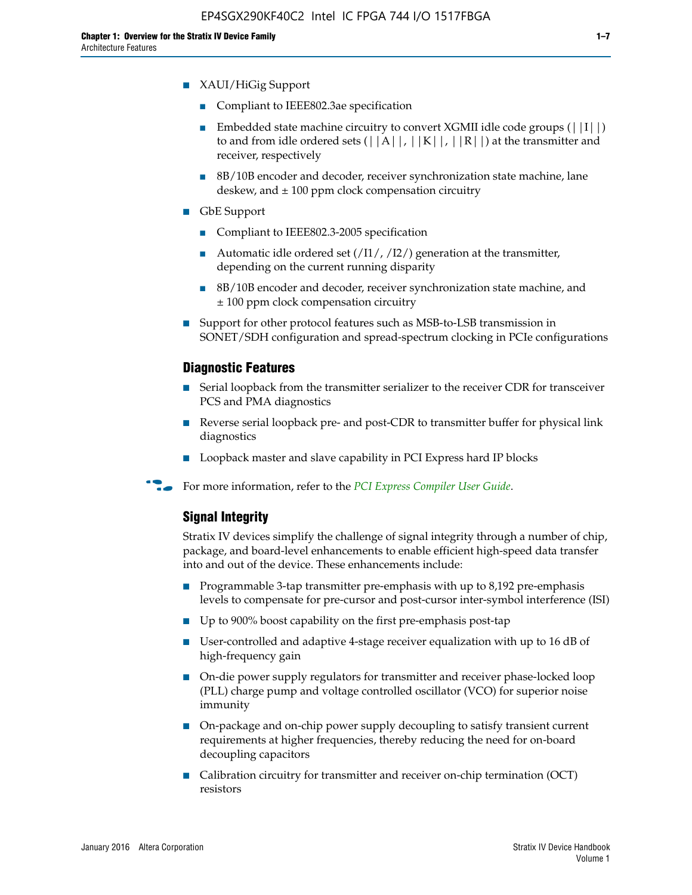- XAUI/HiGig Support
  - Compliant to IEEE802.3ae specification
  - Embedded state machine circuitry to convert XGMII idle code groups (||I||) to and from idle ordered sets (||A||, ||K||, ||R||) at the transmitter and receiver, respectively
  - 8B/10B encoder and decoder, receiver synchronization state machine, lane deskew, and ± 100 ppm clock compensation circuitry
- GbE Support
  - Compliant to IEEE802.3-2005 specification
  - Automatic idle ordered set (/I1/, /I2/) generation at the transmitter, depending on the current running disparity
  - 8B/10B encoder and decoder, receiver synchronization state machine, and ± 100 ppm clock compensation circuitry
- Support for other protocol features such as MSB-to-LSB transmission in SONET/SDH configuration and spread-spectrum clocking in PCIe configurations

### Diagnostic Features

- Serial loopback from the transmitter serializer to the receiver CDR for transceiver PCS and PMA diagnostics
- Reverse serial loopback pre- and post-CDR to transmitter buffer for physical link diagnostics
- Loopback master and slave capability in PCI Express hard IP blocks

For more information, refer to the *PCI Express Compiler User Guide*.

### Signal Integrity

Stratix IV devices simplify the challenge of signal integrity through a number of chip, package, and board-level enhancements to enable efficient high-speed data transfer into and out of the device. These enhancements include:

- Programmable 3-tap transmitter pre-emphasis with up to 8,192 pre-emphasis levels to compensate for pre-cursor and post-cursor inter-symbol interference (ISI)
- Up to 900% boost capability on the first pre-emphasis post-tap
- User-controlled and adaptive 4-stage receiver equalization with up to 16 dB of high-frequency gain
- On-die power supply regulators for transmitter and receiver phase-locked loop (PLL) charge pump and voltage controlled oscillator (VCO) for superior noise immunity
- On-package and on-chip power supply decoupling to satisfy transient current requirements at higher frequencies, thereby reducing the need for on-board decoupling capacitors
- Calibration circuitry for transmitter and receiver on-chip termination (OCT) resistors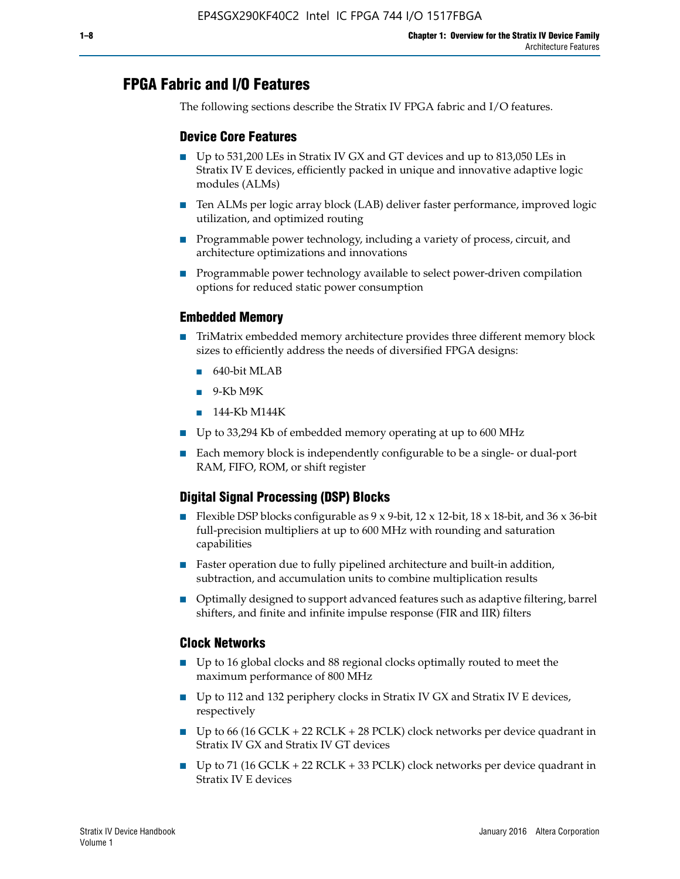## FPGA Fabric and I/O Features

The following sections describe the Stratix IV FPGA fabric and I/O features.

### Device Core Features

- Up to 531,200 LEs in Stratix IV GX and GT devices and up to 813,050 LEs in Stratix IV E devices, efficiently packed in unique and innovative adaptive logic modules (ALMs)
- Ten ALMs per logic array block (LAB) deliver faster performance, improved logic utilization, and optimized routing
- Programmable power technology, including a variety of process, circuit, and architecture optimizations and innovations
- Programmable power technology available to select power-driven compilation options for reduced static power consumption

### Embedded Memory

- TriMatrix embedded memory architecture provides three different memory block sizes to efficiently address the needs of diversified FPGA designs:
  - 640-bit MLAB
  - 9-Kb M9K
  - 144-Kb M144K
- Up to 33,294 Kb of embedded memory operating at up to 600 MHz
- Each memory block is independently configurable to be a single- or dual-port RAM, FIFO, ROM, or shift register

### Digital Signal Processing (DSP) Blocks

- Flexible DSP blocks configurable as 9 x 9-bit, 12 x 12-bit, 18 x 18-bit, and 36 x 36-bit full-precision multipliers at up to 600 MHz with rounding and saturation capabilities
- Faster operation due to fully pipelined architecture and built-in addition, subtraction, and accumulation units to combine multiplication results
- Optimally designed to support advanced features such as adaptive filtering, barrel shifters, and finite and infinite impulse response (FIR and IIR) filters

### Clock Networks

- Up to 16 global clocks and 88 regional clocks optimally routed to meet the maximum performance of 800 MHz
- Up to 112 and 132 periphery clocks in Stratix IV GX and Stratix IV E devices, respectively
- Up to 66 (16 GCLK + 22 RCLK + 28 PCLK) clock networks per device quadrant in Stratix IV GX and Stratix IV GT devices
- Up to 71 (16 GCLK + 22 RCLK + 33 PCLK) clock networks per device quadrant in Stratix IV E devices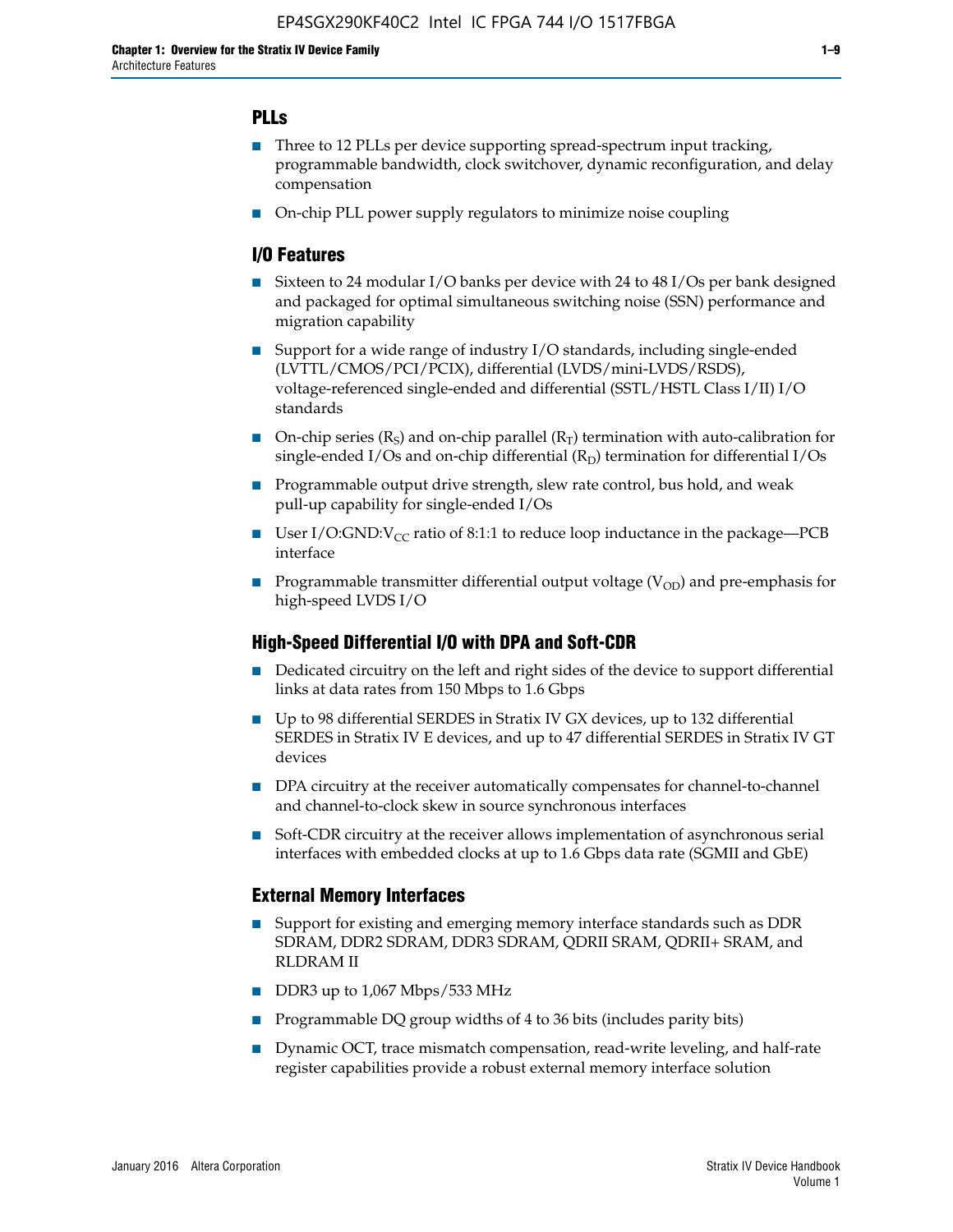### PLLs

- Three to 12 PLLs per device supporting spread-spectrum input tracking, programmable bandwidth, clock switchover, dynamic reconfiguration, and delay compensation
- On-chip PLL power supply regulators to minimize noise coupling

### I/O Features

- Sixteen to 24 modular I/O banks per device with 24 to 48 I/Os per bank designed and packaged for optimal simultaneous switching noise (SSN) performance and migration capability
- Support for a wide range of industry I/O standards, including single-ended (LVTTL/CMOS/PCI/PCIX), differential (LVDS/mini-LVDS/RSDS), voltage-referenced single-ended and differential (SSTL/HSTL Class I/II) I/O standards
- On-chip series ($R_S$) and on-chip parallel ($R_T$) termination with auto-calibration for single-ended I/Os and on-chip differential ($R_D$) termination for differential I/Os
- Programmable output drive strength, slew rate control, bus hold, and weak pull-up capability for single-ended I/Os
- User I/O:GND:$V_{CC}$ ratio of 8:1:1 to reduce loop inductance in the package—PCB interface
- Programmable transmitter differential output voltage ($V_{OD}$) and pre-emphasis for high-speed LVDS I/O

### High-Speed Differential I/O with DPA and Soft-CDR

- Dedicated circuitry on the left and right sides of the device to support differential links at data rates from 150 Mbps to 1.6 Gbps
- Up to 98 differential SERDES in Stratix IV GX devices, up to 132 differential SERDES in Stratix IV E devices, and up to 47 differential SERDES in Stratix IV GT devices
- DPA circuitry at the receiver automatically compensates for channel-to-channel and channel-to-clock skew in source synchronous interfaces
- Soft-CDR circuitry at the receiver allows implementation of asynchronous serial interfaces with embedded clocks at up to 1.6 Gbps data rate (SGMII and GbE)

### External Memory Interfaces

- Support for existing and emerging memory interface standards such as DDR SDRAM, DDR2 SDRAM, DDR3 SDRAM, QDRII SRAM, QDRII+ SRAM, and RLDRAM II
- DDR3 up to 1,067 Mbps/533 MHz
- Programmable DQ group widths of 4 to 36 bits (includes parity bits)
- Dynamic OCT, trace mismatch compensation, read-write leveling, and half-rate register capabilities provide a robust external memory interface solution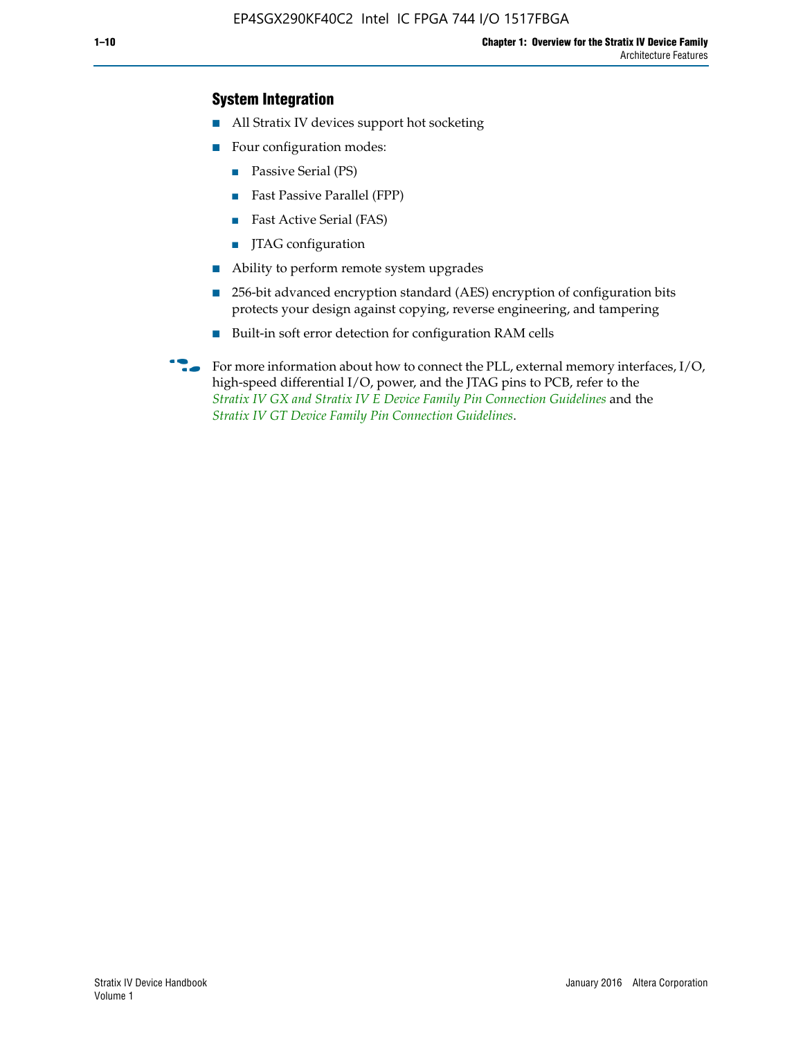## System Integration

- All Stratix IV devices support hot socketing
- Four configuration modes:
  - Passive Serial (PS)
  - Fast Passive Parallel (FPP)
  - Fast Active Serial (FAS)
  - JTAG configuration
- Ability to perform remote system upgrades
- 256-bit advanced encryption standard (AES) encryption of configuration bits protects your design against copying, reverse engineering, and tampering
- Built-in soft error detection for configuration RAM cells

For more information about how to connect the PLL, external memory interfaces, I/O, high-speed differential I/O, power, and the JTAG pins to PCB, refer to the *Stratix IV GX and Stratix IV E Device Family Pin Connection Guidelines* and the *Stratix IV GT Device Family Pin Connection Guidelines*.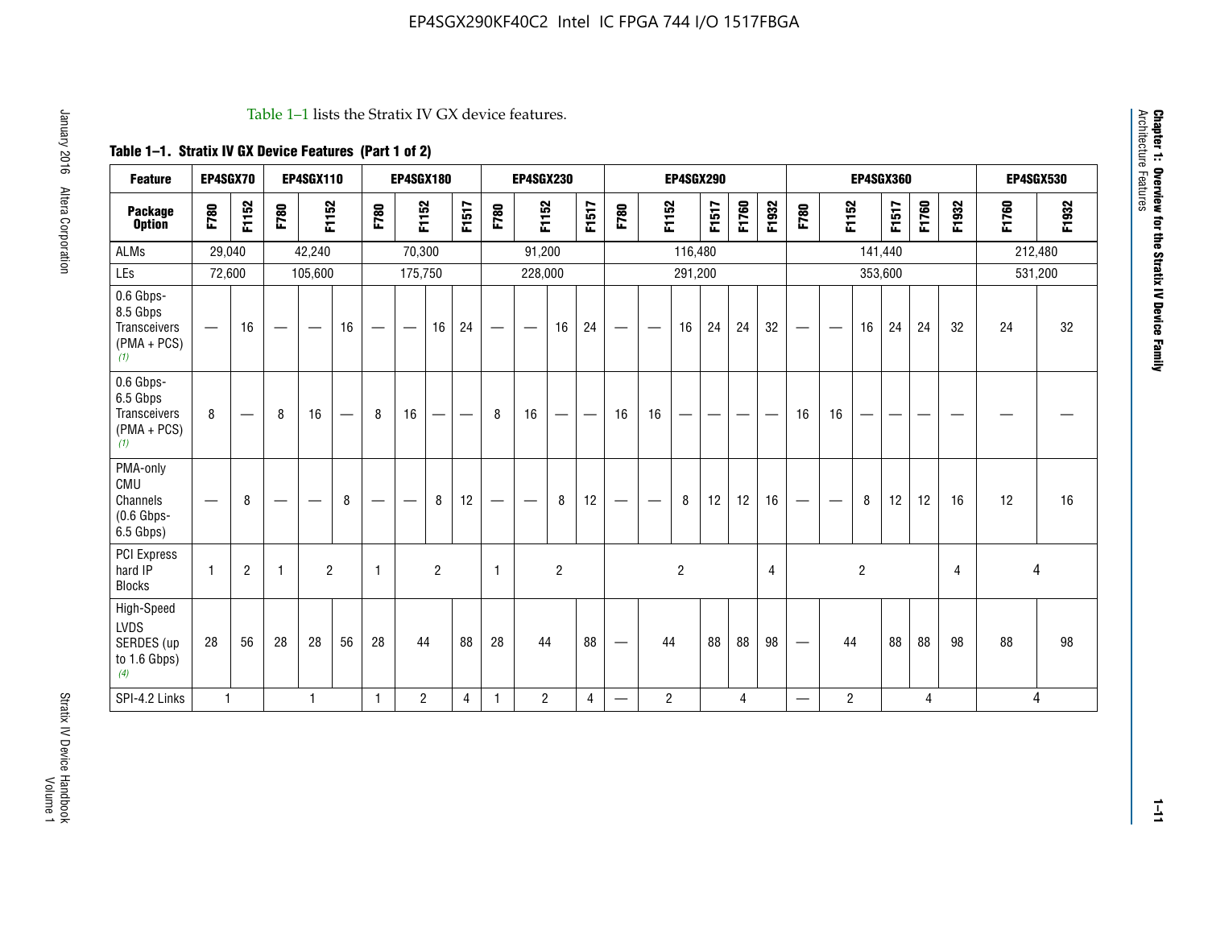Table 1–1 lists the Stratix IV GX device features.

**Table 1–1. Stratix IV GX Device Features (Part 1 of 2)**

| Feature | EP4SGX70 | | EP4SGX110 | | | EP4SGX180 | | | | EP4SGX230 | | | | EP4SGX290 | | | | | | EP4SGX360 | | | | | | EP4SGX530 | |
|---|---|---|---|---|---|---|---|---|---|---|---|---|---|---|---|---|---|---|---|---|---|---|---|---|---|---|---|
| **Package Option** | F780 | F1152 | F780 | F1152 | | F780 | F1152 | | F1517 | F780 | F1152 | | F1517 | F780 | F1152 | | F1517 | F1760 | F1932 | F780 | F1152 | | F1517 | F1760 | F1932 | F1760 | F1932 |
| ALMs | 29,040 | | 42,240 | | | 70,300 | | | | 91,200 | | | | 116,480 | | | | | | 141,440 | | | | | | 212,480 | |
| LEs | 72,600 | | 105,600 | | | 175,750 | | | | 228,000 | | | | 291,200 | | | | | | 353,600 | | | | | | 531,200 | |
| 0.6 Gbps-8.5 Gbps Transceivers (PMA + PCS) (1) | — | 16 | — | — | 16 | — | — | 16 | 24 | — | — | 16 | 24 | — | — | 16 | 24 | 24 | 32 | — | — | 16 | 24 | 24 | 32 | 24 | 32 |
| 0.6 Gbps-6.5 Gbps Transceivers (PMA + PCS) (1) | 8 | — | 8 | 16 | — | 8 | 16 | — | — | 8 | 16 | — | — | 16 | 16 | — | — | — | — | 16 | 16 | — | — | — | — | — | — |
| PMA-only CMU Channels (0.6 Gbps-6.5 Gbps) | — | 8 | — | — | 8 | — | — | 8 | 12 | — | — | 8 | 12 | — | — | 8 | 12 | 12 | 16 | — | — | 8 | 12 | 12 | 16 | 12 | 16 |
| PCI Express hard IP Blocks | 1 | 2 | 1 | 2 | | 1 | 2 | | | 1 | 2 | | | 2 | | | | | 4 | 2 | | | | | 4 | 4 | |
| High-Speed LVDS SERDES (up to 1.6 Gbps) (4) | 28 | 56 | 28 | 28 | 56 | 28 | 44 | | 88 | 28 | 44 | | 88 | — | 44 | | 88 | 88 | 98 | — | 44 | | 88 | 88 | 98 | 88 | 98 |
| SPI-4.2 Links | 1 | | 1 | | | 1 | 2 | | 4 | 1 | 2 | | 4 | — | 2 | | 4 | | | — | 2 | | 4 | | | 4 | |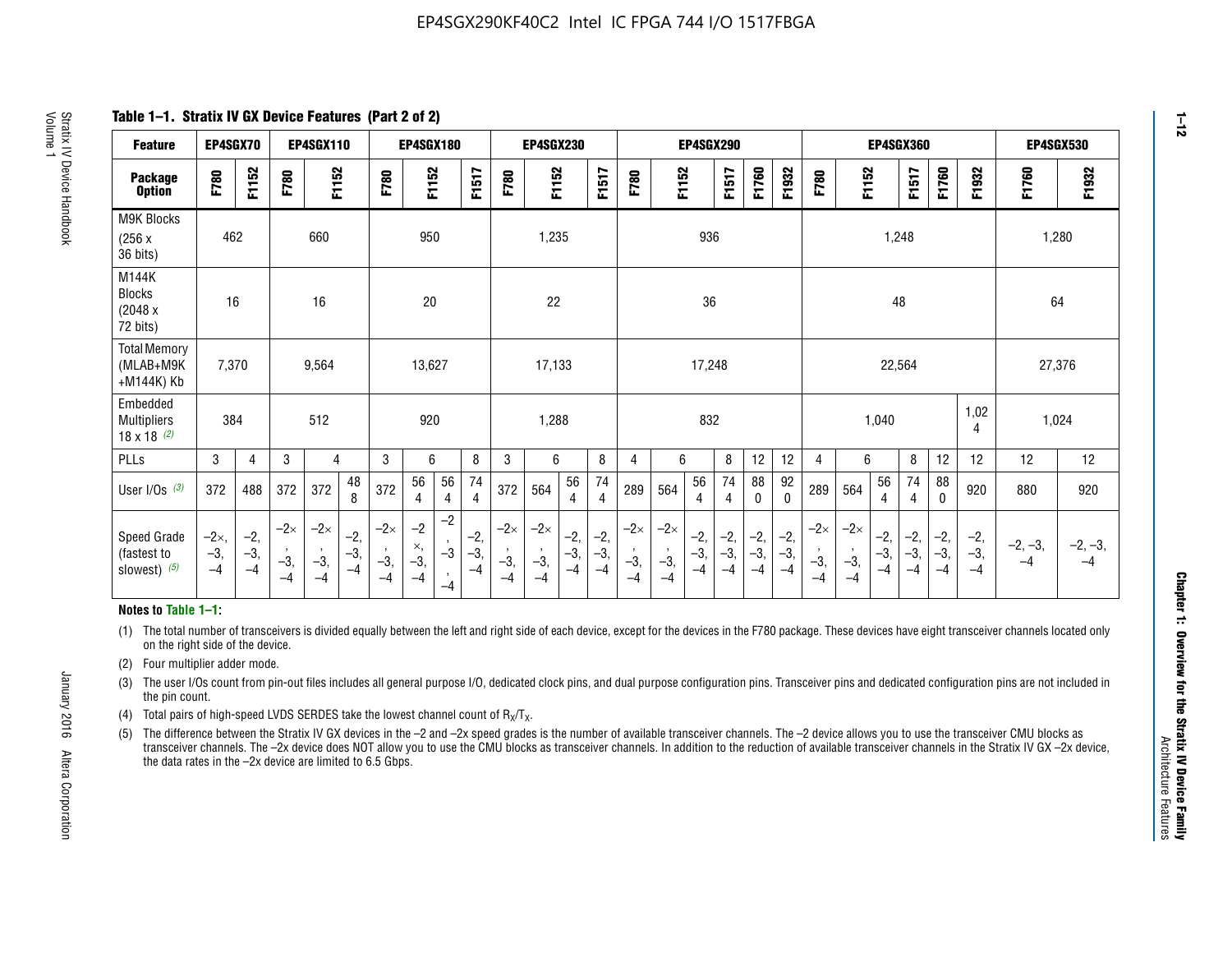## Table 1–1. Stratix IV GX Device Features (Part 2 of 2)

| Feature | EP4SGX70 | | EP4SGX110 | | | EP4SGX180 | | | | EP4SGX230 | | | | EP4SGX290 | | | | | | EP4SGX360 | | | | | | EP4SGX530 | |
|---|---|---|---|---|---|---|---|---|---|---|---|---|---|---|---|---|---|---|---|---|---|---|---|---|---|---|---|
| Package Option | F780 | F1152 | F780 | F1152 | | F780 | F1152 | | F1517 | F780 | F1152 | | F1517 | F780 | F1152 | | F1517 | F1760 | F1932 | F780 | F1152 | | F1517 | F1760 | F1932 | F1760 | F1932 |
| M9K Blocks (256 x 36 bits) | 462 | | 660 | | | 950 | | | | 1,235 | | | | 936 | | | | | | 1,248 | | | | | | 1,280 | |
| M144K Blocks (2048 x 72 bits) | 16 | | 16 | | | 20 | | | | 22 | | | | 36 | | | | | | 48 | | | | | | 64 | |
| Total Memory (MLAB+M9K +M144K) Kb | 7,370 | | 9,564 | | | 13,627 | | | | 17,133 | | | | 17,248 | | | | | | 22,564 | | | | | | 27,376 | |
| Embedded Multipliers 18 x 18 (2) | 384 | | 512 | | | 920 | | | | 1,288 | | | | 832 | | | | | | 1,040 | | | | | 1,024 | 1,024 | |
| PLLs | 3 | 4 | 3 | 4 | | 3 | 6 | | 8 | 3 | 6 | | 8 | 4 | 6 | | 8 | 12 | 12 | 4 | 6 | | 8 | 12 | 12 | 12 | 12 |
| User I/Os (3) | 372 | 488 | 372 | 372 | 488 | 372 | 564 | 564 | 744 | 372 | 564 | 564 | 744 | 289 | 564 | 564 | 744 | 880 | 920 | 289 | 564 | 564 | 744 | 880 | 920 | 880 | 920 |
| Speed Grade (fastest to slowest) (5) | −2×, −3, −4 | −2, −3, −4 | −2×, −3, −4 | −2×, −3, −4 | −2, −3, −4 | −2×, −3, −4 | −2×, −3, −4 | −2, −3, −4 | −2, −3, −4 | −2×, −3, −4 | −2×, −3, −4 | −2, −3, −4 | −2, −3, −4 | −2×, −3, −4 | −2×, −3, −4 | −2, −3, −4 | −2, −3, −4 | −2, −3, −4 | −2, −3, −4 | −2×, −3, −4 | −2×, −3, −4 | −2, −3, −4 | −2, −3, −4 | −2, −3, −4 | −2, −3, −4 | −2, −3, −4 | −2, −3, −4 |

**Notes to Table 1–1:**

(1) The total number of transceivers is divided equally between the left and right side of each device, except for the devices in the F780 package. These devices have eight transceiver channels located only on the right side of the device.

(2) Four multiplier adder mode.

(3) The user I/Os count from pin-out files includes all general purpose I/O, dedicated clock pins, and dual purpose configuration pins. Transceiver pins and dedicated configuration pins are not included in the pin count.

(4) Total pairs of high-speed LVDS SERDES take the lowest channel count of $R_X/T_X$.

(5) The difference between the Stratix IV GX devices in the –2 and –2x speed grades is the number of available transceiver channels. The –2 device allows you to use the transceiver CMU blocks as transceiver channels. The –2x device does NOT allow you to use the CMU blocks as transceiver channels. In addition to the reduction of available transceiver channels in the Stratix IV GX –2x device, the data rates in the –2x device are limited to 6.5 Gbps.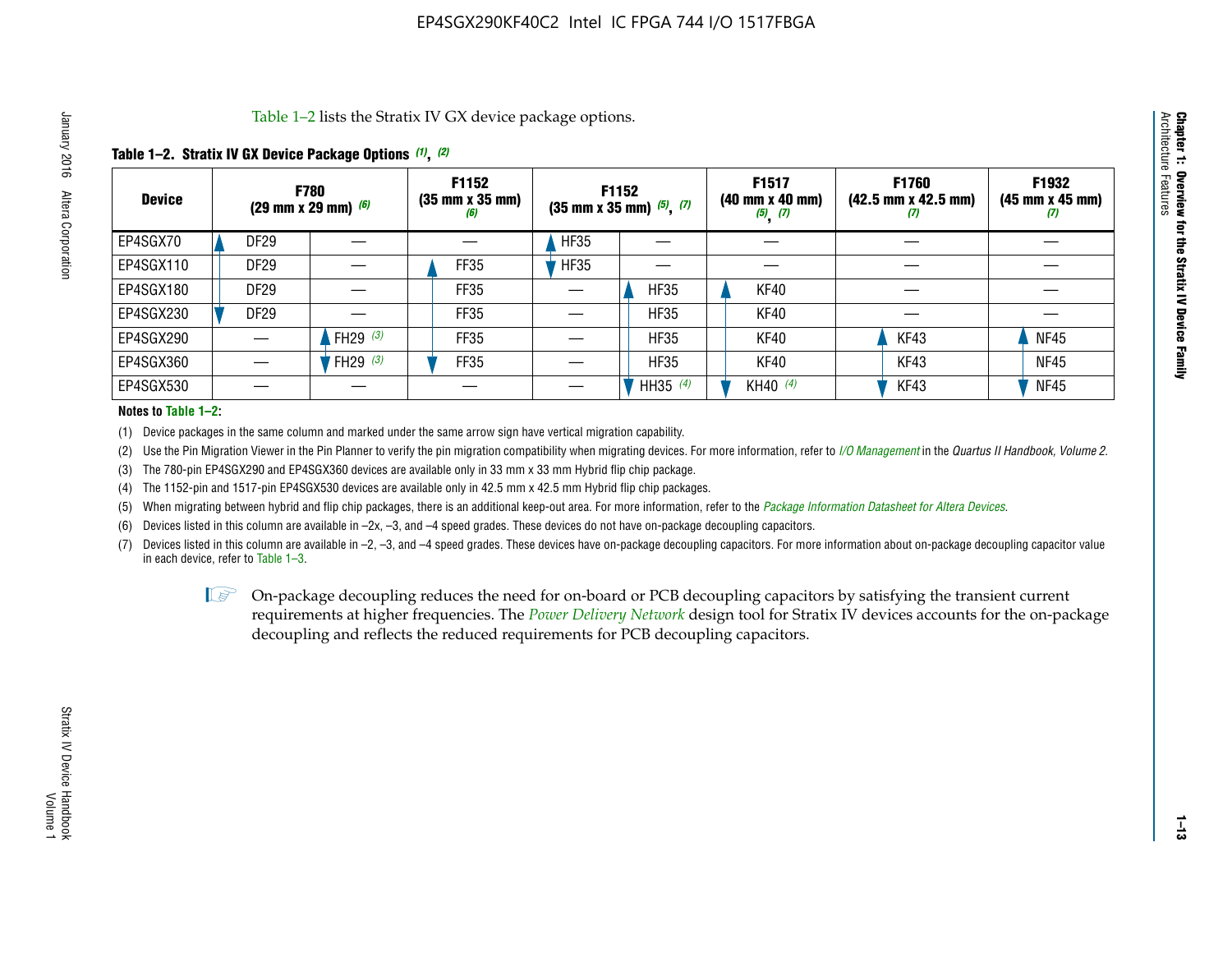Table 1–2 lists the Stratix IV GX device package options.

**Table 1–2. Stratix IV GX Device Package Options (1), (2)**

| Device | F780 (29 mm x 29 mm) (6) | | F1152 (35 mm x 35 mm) (6) | F1152 (35 mm x 35 mm) (5), (7) | | F1517 (40 mm x 40 mm) (5), (7) | F1760 (42.5 mm x 42.5 mm) (7) | F1932 (45 mm x 45 mm) (7) |
|---|---|---|---|---|---|---|---|---|
| EP4SGX70 | DF29 | — | — | HF35 | — | — | — | — |
| EP4SGX110 | DF29 | — | FF35 | HF35 | — | — | — | — |
| EP4SGX180 | DF29 | — | FF35 | — | HF35 | KF40 | — | — |
| EP4SGX230 | DF29 | — | FF35 | — | HF35 | KF40 | — | — |
| EP4SGX290 | — | FH29 (3) | FF35 | — | HF35 | KF40 | KF43 | NF45 |
| EP4SGX360 | — | FH29 (3) | FF35 | — | HF35 | KF40 | KF43 | NF45 |
| EP4SGX530 | — | — | — | — | HH35 (4) | KH40 (4) | KF43 | NF45 |

**Notes to Table 1–2:**

(1) Device packages in the same column and marked under the same arrow sign have vertical migration capability.

(2) Use the Pin Migration Viewer in the Pin Planner to verify the pin migration compatibility when migrating devices. For more information, refer to *I/O Management* in the *Quartus II Handbook, Volume 2*.

(3) The 780-pin EP4SGX290 and EP4SGX360 devices are available only in 33 mm x 33 mm Hybrid flip chip package.

(4) The 1152-pin and 1517-pin EP4SGX530 devices are available only in 42.5 mm x 42.5 mm Hybrid flip chip packages.

(5) When migrating between hybrid and flip chip packages, there is an additional keep-out area. For more information, refer to the *Package Information Datasheet for Altera Devices*.

(6) Devices listed in this column are available in –2x, –3, and –4 speed grades. These devices do not have on-package decoupling capacitors.

(7) Devices listed in this column are available in –2, –3, and –4 speed grades. These devices have on-package decoupling capacitors. For more information about on-package decoupling capacitor value in each device, refer to Table 1–3.

On-package decoupling reduces the need for on-board or PCB decoupling capacitors by satisfying the transient current requirements at higher frequencies. The *Power Delivery Network* design tool for Stratix IV devices accounts for the on-package decoupling and reflects the reduced requirements for PCB decoupling capacitors.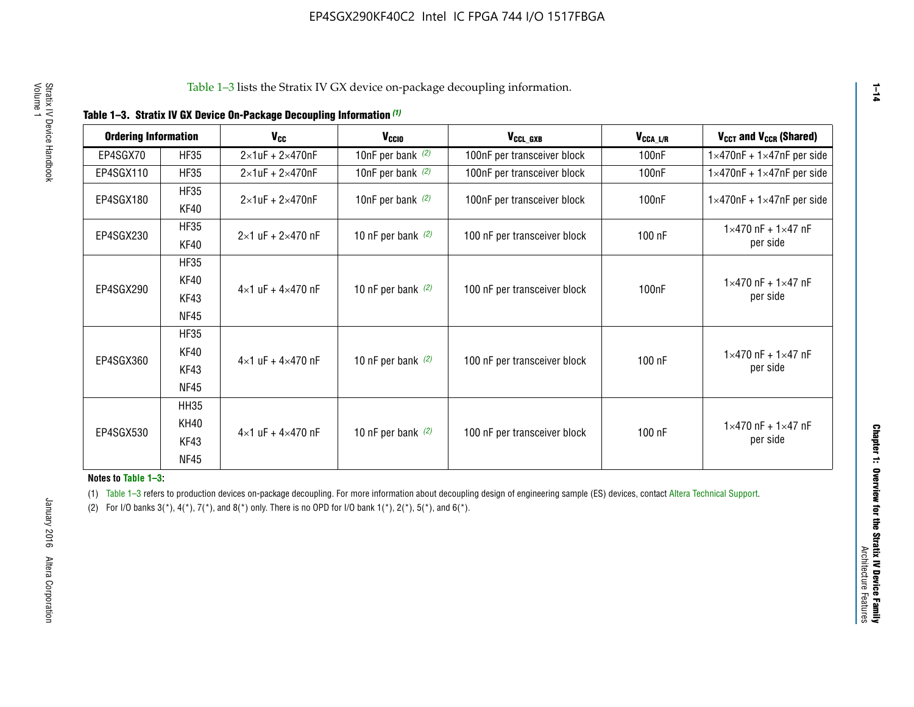Table 1–3 lists the Stratix IV GX device on-package decoupling information.

**Table 1–3. Stratix IV GX Device On-Package Decoupling Information** *(1)*

| Ordering Information | | $V_{CC}$ | $V_{CCIO}$ | $V_{CCL\_GXB}$ | $V_{CCA\_L/R}$ | $V_{CCT}$ and $V_{CCR}$ (Shared) |
|---|---|---|---|---|---|---|
| EP4SGX70 | HF35 | 2×1uF + 2×470nF | 10nF per bank *(2)* | 100nF per transceiver block | 100nF | 1×470nF + 1×47nF per side |
| EP4SGX110 | HF35 | 2×1uF + 2×470nF | 10nF per bank *(2)* | 100nF per transceiver block | 100nF | 1×470nF + 1×47nF per side |
| EP4SGX180 | HF35<br>KF40 | 2×1uF + 2×470nF | 10nF per bank *(2)* | 100nF per transceiver block | 100nF | 1×470nF + 1×47nF per side |
| EP4SGX230 | HF35<br>KF40 | 2×1 uF + 2×470 nF | 10 nF per bank *(2)* | 100 nF per transceiver block | 100 nF | 1×470 nF + 1×47 nF per side |
| EP4SGX290 | HF35<br>KF40<br>KF43<br>NF45 | 4×1 uF + 4×470 nF | 10 nF per bank *(2)* | 100 nF per transceiver block | 100nF | 1×470 nF + 1×47 nF per side |
| EP4SGX360 | HF35<br>KF40<br>KF43<br>NF45 | 4×1 uF + 4×470 nF | 10 nF per bank *(2)* | 100 nF per transceiver block | 100 nF | 1×470 nF + 1×47 nF per side |
| EP4SGX530 | HH35<br>KH40<br>KF43<br>NF45 | 4×1 uF + 4×470 nF | 10 nF per bank *(2)* | 100 nF per transceiver block | 100 nF | 1×470 nF + 1×47 nF per side |

**Notes to Table 1–3:**

(1) Table 1–3 refers to production devices on-package decoupling. For more information about decoupling design of engineering sample (ES) devices, contact Altera Technical Support.

(2) For I/O banks 3(*), 4(*), 7(*), and 8(*) only. There is no OPD for I/O bank 1(*), 2(*), 5(*), and 6(*).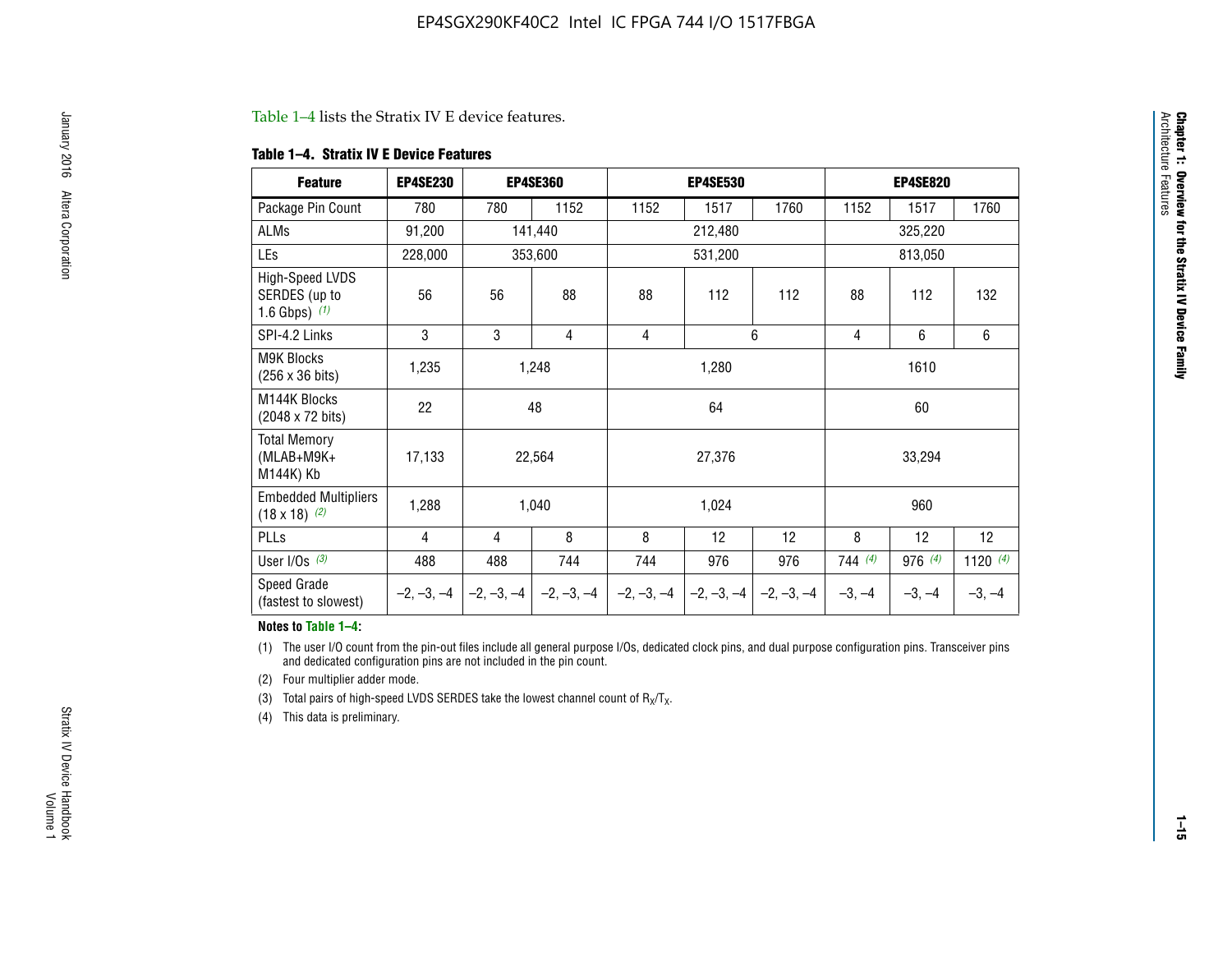Table 1–4 lists the Stratix IV E device features.

**Table 1–4. Stratix IV E Device Features**

| Feature | EP4SE230 | EP4SE360 | | EP4SE530 | | | EP4SE820 | | |
|---|---|---|---|---|---|---|---|---|---|
| Package Pin Count | 780 | 780 | 1152 | 1152 | 1517 | 1760 | 1152 | 1517 | 1760 |
| ALMs | 91,200 | 141,440 | | 212,480 | | | 325,220 | | |
| LEs | 228,000 | 353,600 | | 531,200 | | | 813,050 | | |
| High-Speed LVDS SERDES (up to 1.6 Gbps) (1) | 56 | 56 | 88 | 88 | 112 | 112 | 88 | 112 | 132 |
| SPI-4.2 Links | 3 | 3 | 4 | 4 | 6 | | 4 | 6 | 6 |
| M9K Blocks (256 x 36 bits) | 1,235 | 1,248 | | 1,280 | | | 1610 | | |
| M144K Blocks (2048 x 72 bits) | 22 | 48 | | 64 | | | 60 | | |
| Total Memory (MLAB+M9K+ M144K) Kb | 17,133 | 22,564 | | 27,376 | | | 33,294 | | |
| Embedded Multipliers (18 x 18) (2) | 1,288 | 1,040 | | 1,024 | | | 960 | | |
| PLLs | 4 | 4 | 8 | 8 | 12 | 12 | 8 | 12 | 12 |
| User I/Os (3) | 488 | 488 | 744 | 744 | 976 | 976 | 744 (4) | 976 (4) | 1120 (4) |
| Speed Grade (fastest to slowest) | –2, –3, –4 | –2, –3, –4 | –2, –3, –4 | –2, –3, –4 | –2, –3, –4 | –2, –3, –4 | –3, –4 | –3, –4 | –3, –4 |

**Notes to Table 1–4:**

(1) The user I/O count from the pin-out files include all general purpose I/Os, dedicated clock pins, and dual purpose configuration pins. Transceiver pins and dedicated configuration pins are not included in the pin count.

(2) Four multiplier adder mode.

(3) Total pairs of high-speed LVDS SERDES take the lowest channel count of $R_X/T_X$.

(4) This data is preliminary.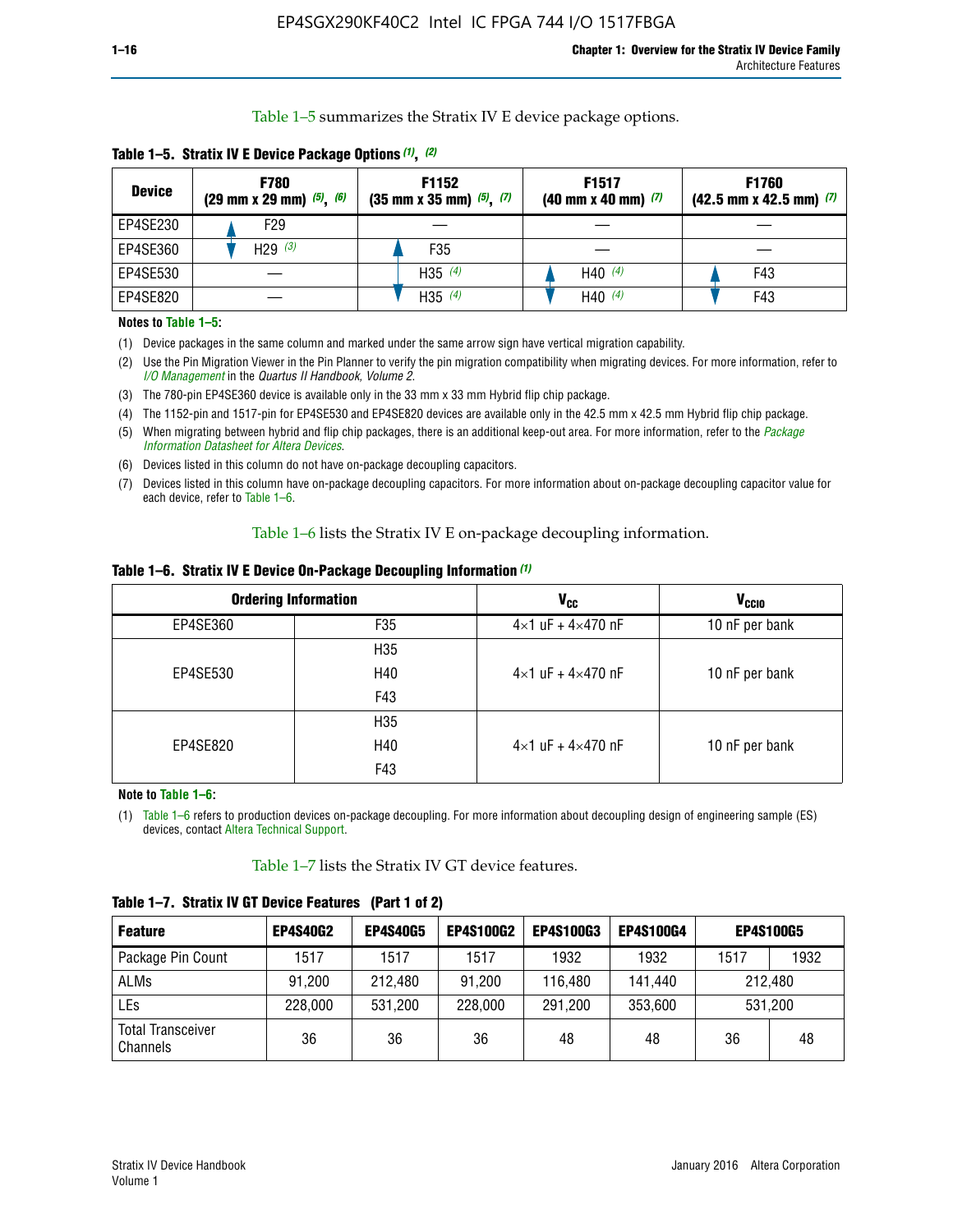Table 1–5 summarizes the Stratix IV E device package options.

**Table 1–5. Stratix IV E Device Package Options** *(1)*, *(2)*

| Device | F780 (29 mm x 29 mm) *(5)*, *(6)* | F1152 (35 mm x 35 mm) *(5)*, *(7)* | F1517 (40 mm x 40 mm) *(7)* | F1760 (42.5 mm x 42.5 mm) *(7)* |
|---|---|---|---|---|
| EP4SE230 | F29 | — | — | — |
| EP4SE360 | H29 *(3)* | F35 | — | — |
| EP4SE530 | — | H35 *(4)* | H40 *(4)* | F43 |
| EP4SE820 | — | H35 *(4)* | H40 *(4)* | F43 |

**Notes to Table 1–5:**

(1) Device packages in the same column and marked under the same arrow sign have vertical migration capability.

(2) Use the Pin Migration Viewer in the Pin Planner to verify the pin migration compatibility when migrating devices. For more information, refer to *I/O Management* in the *Quartus II Handbook, Volume 2*.

(3) The 780-pin EP4SE360 device is available only in the 33 mm x 33 mm Hybrid flip chip package.

(4) The 1152-pin and 1517-pin for EP4SE530 and EP4SE820 devices are available only in the 42.5 mm x 42.5 mm Hybrid flip chip package.

(5) When migrating between hybrid and flip chip packages, there is an additional keep-out area. For more information, refer to the *Package Information Datasheet for Altera Devices*.

(6) Devices listed in this column do not have on-package decoupling capacitors.

(7) Devices listed in this column have on-package decoupling capacitors. For more information about on-package decoupling capacitor value for each device, refer to Table 1–6.

Table 1–6 lists the Stratix IV E on-package decoupling information.

**Table 1–6. Stratix IV E Device On-Package Decoupling Information** *(1)*

| Ordering Information | | $V_{CC}$ | $V_{CCIO}$ |
|---|---|---|---|
| EP4SE360 | F35 | 4×1 uF + 4×470 nF | 10 nF per bank |
| EP4SE530 | H35 | 4×1 uF + 4×470 nF | 10 nF per bank |
| | H40 | | |
| | F43 | | |
| EP4SE820 | H35 | 4×1 uF + 4×470 nF | 10 nF per bank |
| | H40 | | |
| | F43 | | |

**Note to Table 1–6:**

(1) Table 1–6 refers to production devices on-package decoupling. For more information about decoupling design of engineering sample (ES) devices, contact Altera Technical Support.

Table 1–7 lists the Stratix IV GT device features.

**Table 1–7. Stratix IV GT Device Features (Part 1 of 2)**

| Feature | EP4S40G2 | EP4S40G5 | EP4S100G2 | EP4S100G3 | EP4S100G4 | EP4S100G5 | |
|---|---|---|---|---|---|---|---|
| Package Pin Count | 1517 | 1517 | 1517 | 1932 | 1932 | 1517 | 1932 |
| ALMs | 91,200 | 212,480 | 91,200 | 116,480 | 141,440 | 212,480 | |
| LEs | 228,000 | 531,200 | 228,000 | 291,200 | 353,600 | 531,200 | |
| Total Transceiver Channels | 36 | 36 | 36 | 48 | 48 | 36 | 48 |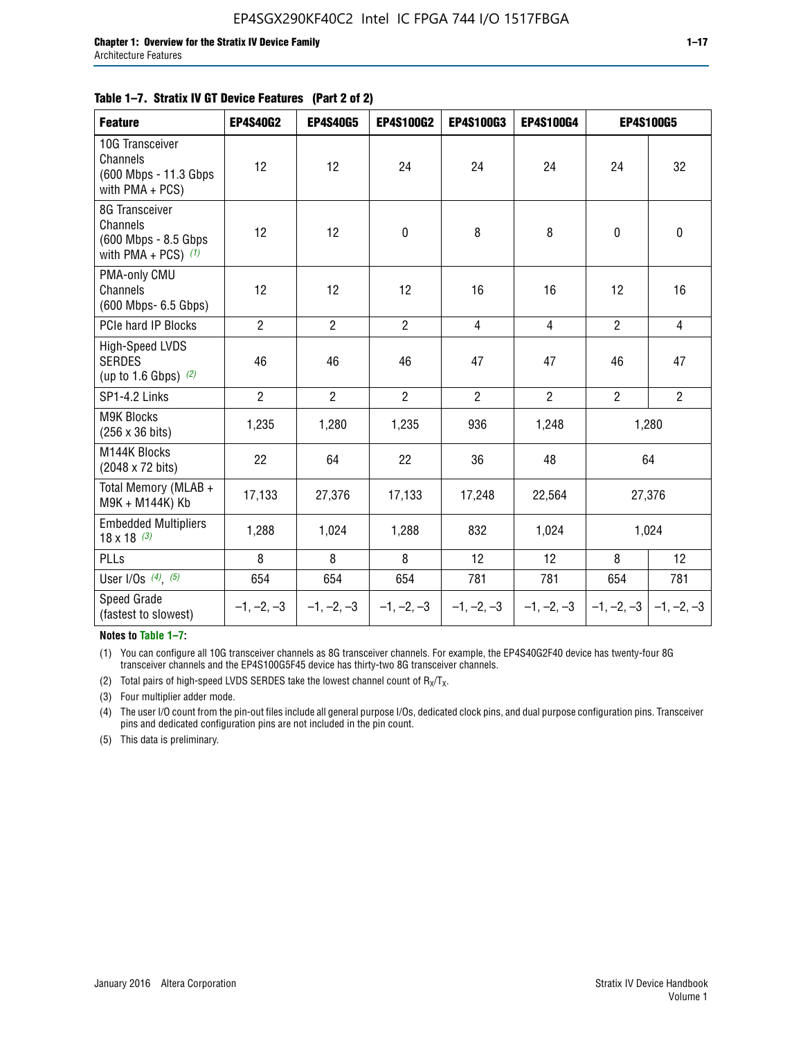**Table 1–7. Stratix IV GT Device Features (Part 2 of 2)**

| Feature | EP4S40G2 | EP4S40G5 | EP4S100G2 | EP4S100G3 | EP4S100G4 | EP4S100G5 | |
|---|---|---|---|---|---|---|---|
| 10G Transceiver Channels (600 Mbps - 11.3 Gbps with PMA + PCS) | 12 | 12 | 24 | 24 | 24 | 24 | 32 |
| 8G Transceiver Channels (600 Mbps - 8.5 Gbps with PMA + PCS) *(1)* | 12 | 12 | 0 | 8 | 8 | 0 | 0 |
| PMA-only CMU Channels (600 Mbps- 6.5 Gbps) | 12 | 12 | 12 | 16 | 16 | 12 | 16 |
| PCIe hard IP Blocks | 2 | 2 | 2 | 4 | 4 | 2 | 4 |
| High-Speed LVDS SERDES (up to 1.6 Gbps) *(2)* | 46 | 46 | 46 | 47 | 47 | 46 | 47 |
| SP1-4.2 Links | 2 | 2 | 2 | 2 | 2 | 2 | 2 |
| M9K Blocks (256 x 36 bits) | 1,235 | 1,280 | 1,235 | 936 | 1,248 | 1,280 | |
| M144K Blocks (2048 x 72 bits) | 22 | 64 | 22 | 36 | 48 | 64 | |
| Total Memory (MLAB + M9K + M144K) Kb | 17,133 | 27,376 | 17,133 | 17,248 | 22,564 | 27,376 | |
| Embedded Multipliers 18 x 18 *(3)* | 1,288 | 1,024 | 1,288 | 832 | 1,024 | 1,024 | |
| PLLs | 8 | 8 | 8 | 12 | 12 | 8 | 12 |
| User I/Os *(4)*, *(5)* | 654 | 654 | 654 | 781 | 781 | 654 | 781 |
| Speed Grade (fastest to slowest) | –1, –2, –3 | –1, –2, –3 | –1, –2, –3 | –1, –2, –3 | –1, –2, –3 | –1, –2, –3 | –1, –2, –3 |

**Notes to Table 1–7:**

(1) You can configure all 10G transceiver channels as 8G transceiver channels. For example, the EP4S40G2F40 device has twenty-four 8G transceiver channels and the EP4S100G5F45 device has thirty-two 8G transceiver channels.

(2) Total pairs of high-speed LVDS SERDES take the lowest channel count of $R_X/T_X$.

(3) Four multiplier adder mode.

(4) The user I/O count from the pin-out files include all general purpose I/Os, dedicated clock pins, and dual purpose configuration pins. Transceiver pins and dedicated configuration pins are not included in the pin count.

(5) This data is preliminary.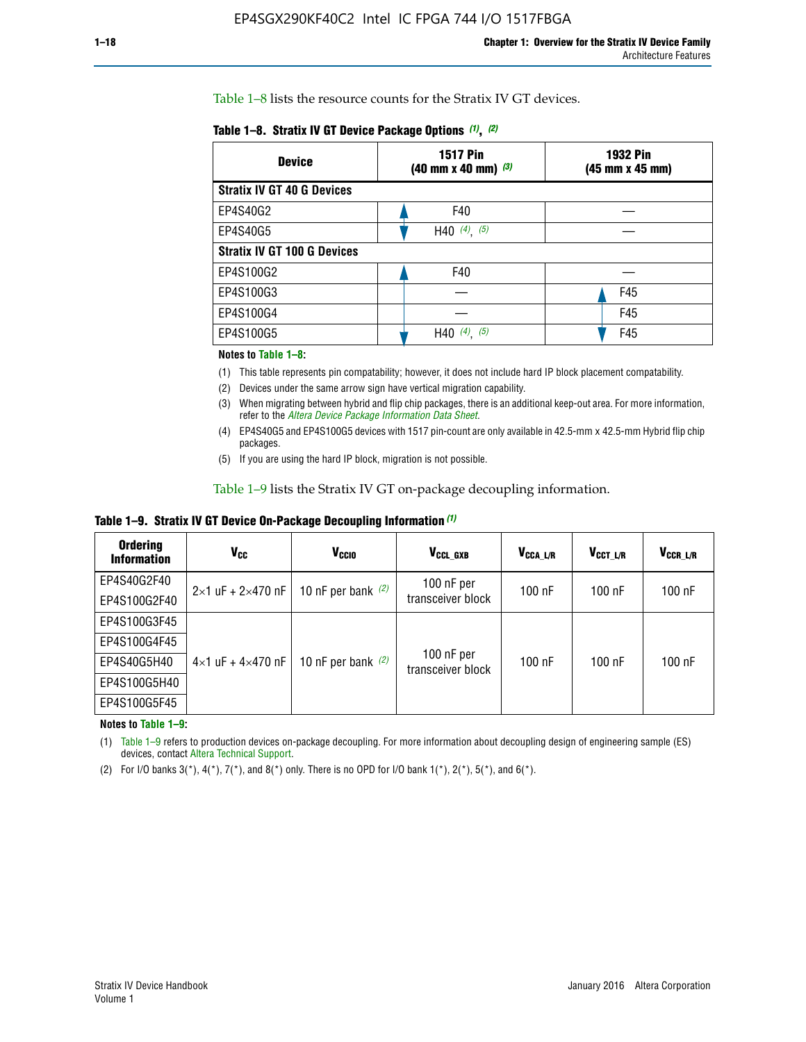Table 1–8 lists the resource counts for the Stratix IV GT devices.

**Table 1–8. Stratix IV GT Device Package Options (1), (2)**

| Device | 1517 Pin (40 mm x 40 mm) (3) | 1932 Pin (45 mm x 45 mm) |
|---|---|---|
| **Stratix IV GT 40 G Devices** | | |
| EP4S40G2 | F40 | — |
| EP4S40G5 | H40 (4), (5) | — |
| **Stratix IV GT 100 G Devices** | | |
| EP4S100G2 | F40 | — |
| EP4S100G3 | — | F45 |
| EP4S100G4 | — | F45 |
| EP4S100G5 | H40 (4), (5) | F45 |

**Notes to Table 1–8:**

(1) This table represents pin compatability; however, it does not include hard IP block placement compatability.

(2) Devices under the same arrow sign have vertical migration capability.

(3) When migrating between hybrid and flip chip packages, there is an additional keep-out area. For more information, refer to the *Altera Device Package Information Data Sheet*.

(4) EP4S40G5 and EP4S100G5 devices with 1517 pin-count are only available in 42.5-mm x 42.5-mm Hybrid flip chip packages.

(5) If you are using the hard IP block, migration is not possible.

Table 1–9 lists the Stratix IV GT on-package decoupling information.

**Table 1–9. Stratix IV GT Device On-Package Decoupling Information (1)**

| Ordering Information | $V_{CC}$ | $V_{CCIO}$ | $V_{CCL\_GXB}$ | $V_{CCA\_L/R}$ | $V_{CCT\_L/R}$ | $V_{CCR\_L/R}$ |
|---|---|---|---|---|---|---|
| EP4S40G2F40 | 2×1 uF + 2×470 nF | 10 nF per bank (2) | 100 nF per transceiver block | 100 nF | 100 nF | 100 nF |
| EP4S100G2F40 | | | | | | |
| EP4S100G3F45 | 4×1 uF + 4×470 nF | 10 nF per bank (2) | 100 nF per transceiver block | 100 nF | 100 nF | 100 nF |
| EP4S100G4F45 | | | | | | |
| EP4S40G5H40 | | | | | | |
| EP4S100G5H40 | | | | | | |
| EP4S100G5F45 | | | | | | |

**Notes to Table 1–9:**

(1) Table 1–9 refers to production devices on-package decoupling. For more information about decoupling design of engineering sample (ES) devices, contact Altera Technical Support.

(2) For I/O banks 3(*), 4(*), 7(*), and 8(*) only. There is no OPD for I/O bank 1(*), 2(*), 5(*), and 6(*).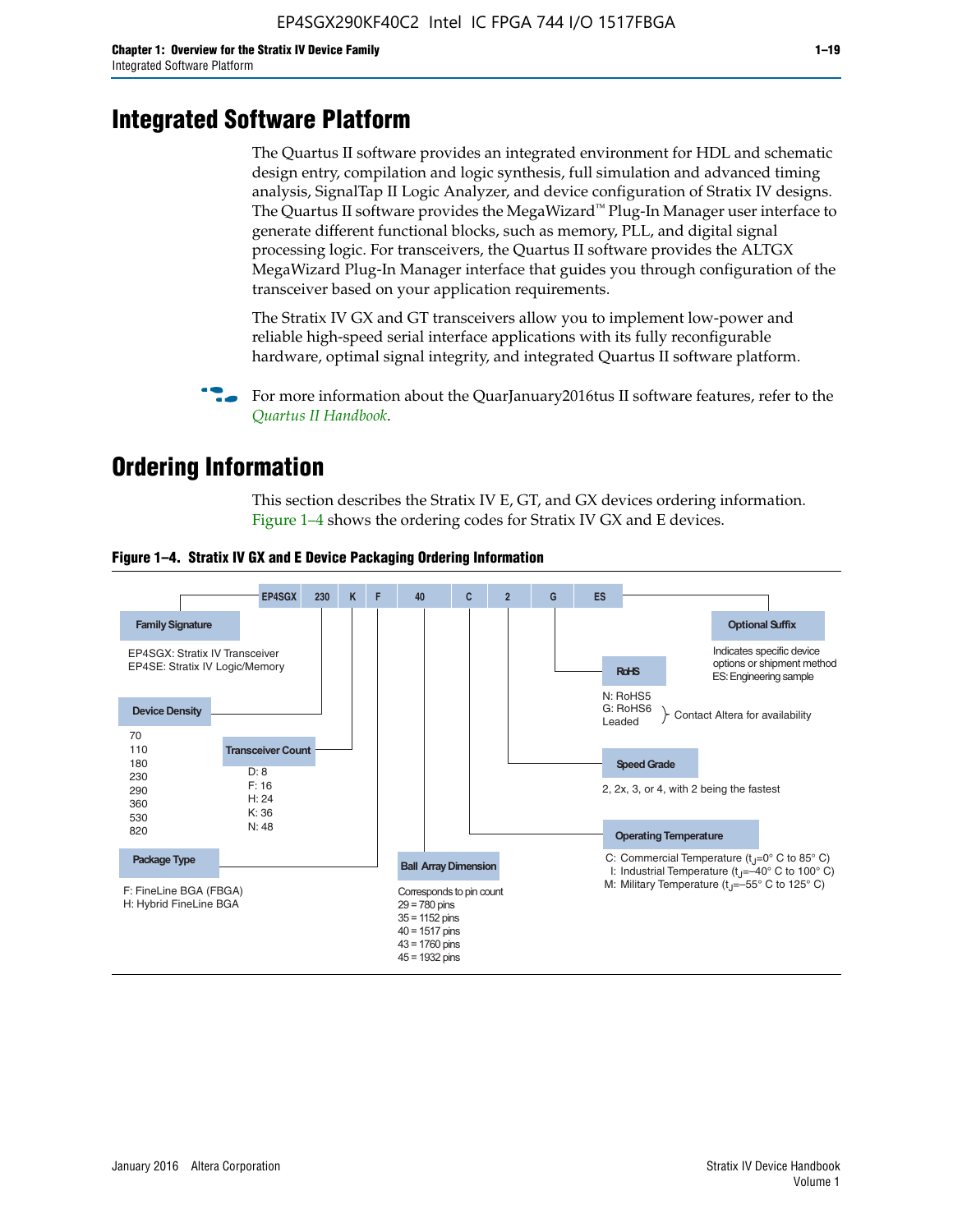# Integrated Software Platform

The Quartus II software provides an integrated environment for HDL and schematic design entry, compilation and logic synthesis, full simulation and advanced timing analysis, SignalTap II Logic Analyzer, and device configuration of Stratix IV designs. The Quartus II software provides the MegaWizard™ Plug-In Manager user interface to generate different functional blocks, such as memory, PLL, and digital signal processing logic. For transceivers, the Quartus II software provides the ALTGX MegaWizard Plug-In Manager interface that guides you through configuration of the transceiver based on your application requirements.

The Stratix IV GX and GT transceivers allow you to implement low-power and reliable high-speed serial interface applications with its fully reconfigurable hardware, optimal signal integrity, and integrated Quartus II software platform.

For more information about the QuarJanuary2016tus II software features, refer to the *Quartus II Handbook*.

# Ordering Information

This section describes the Stratix IV E, GT, and GX devices ordering information. Figure 1–4 shows the ordering codes for Stratix IV GX and E devices.

**Figure 1–4. Stratix IV GX and E Device Packaging Ordering Information**

EP4SGX | 230 | K | F | 40 | C | 2 | G | ES

**Family Signature**
- EP4SGX: Stratix IV Transceiver
- EP4SE: Stratix IV Logic/Memory

**Device Density**
- 70
- 110
- 180
- 230
- 290
- 360
- 530
- 820

**Transceiver Count**
- D: 8
- F: 16
- H: 24
- K: 36
- N: 48

**Package Type**
- F: FineLine BGA (FBGA)
- H: Hybrid FineLine BGA

**Ball Array Dimension**

Corresponds to pin count
- 29 = 780 pins
- 35 = 1152 pins
- 40 = 1517 pins
- 43 = 1760 pins
- 45 = 1932 pins

**Operating Temperature**
- C: Commercial Temperature ($t_J$=0° C to 85° C)
- I: Industrial Temperature ($t_J$=–40° C to 100° C)
- M: Military Temperature ($t_J$=–55° C to 125° C)

**Speed Grade**

2, 2x, 3, or 4, with 2 being the fastest

**RoHS**
- N: RoHS5
- G: RoHS6
- Leaded

(N, G, Leaded: Contact Altera for availability)

**Optional Suffix**

Indicates specific device options or shipment method
ES: Engineering sample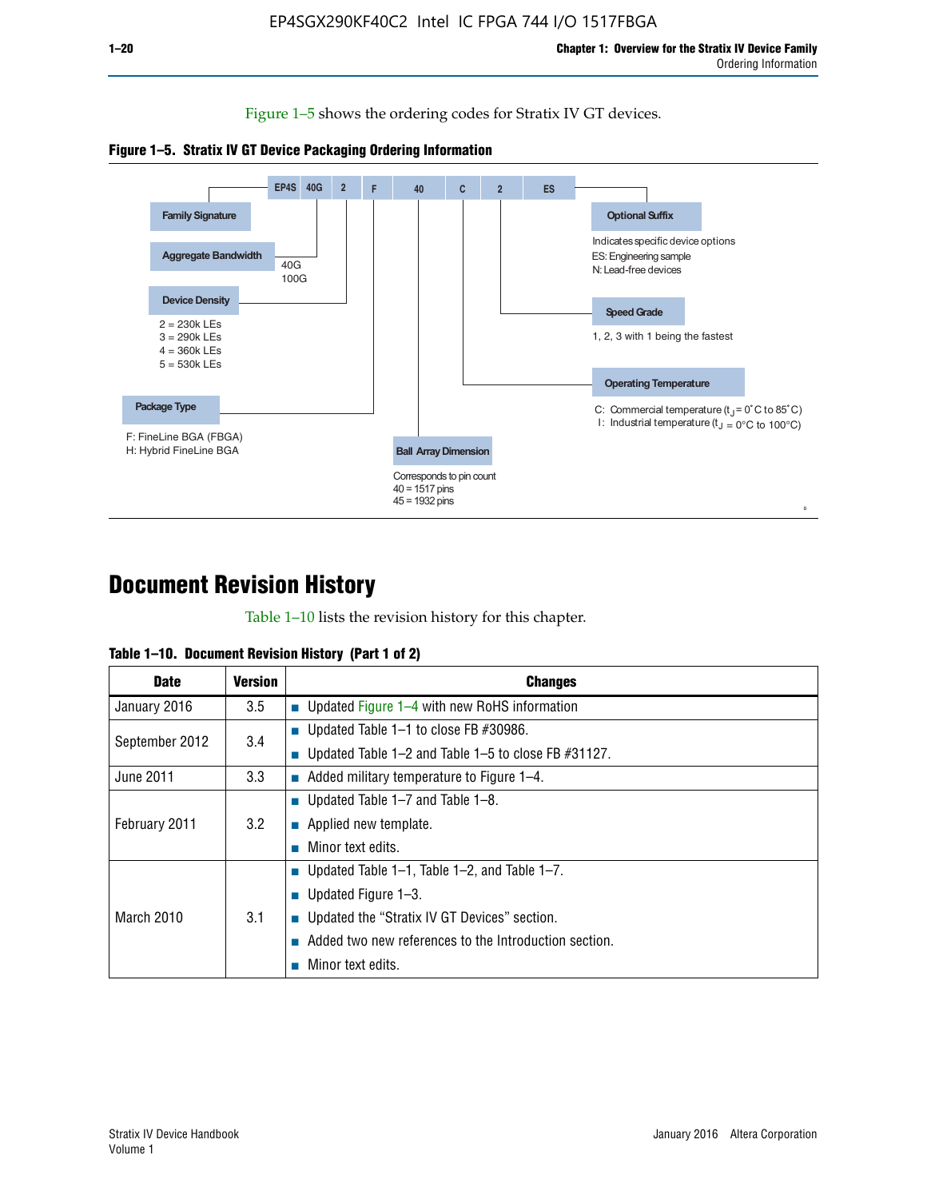Figure 1–5 shows the ordering codes for Stratix IV GT devices.

**Figure 1–5. Stratix IV GT Device Packaging Ordering Information**

EP4S 40G 2 F 40 C 2 ES

- **Family Signature**
- **Aggregate Bandwidth**
  - 40G
  - 100G
- **Device Density**
  - 2 = 230k LEs
  - 3 = 290k LEs
  - 4 = 360k LEs
  - 5 = 530k LEs
- **Package Type**
  - F: FineLine BGA (FBGA)
  - H: Hybrid FineLine BGA
- **Ball Array Dimension**
  - Corresponds to pin count
  - 40 = 1517 pins
  - 45 = 1932 pins
- **Operating Temperature**
  - C: Commercial temperature ($t_J$ = 0˚C to 85˚C)
  - I: Industrial temperature ($t_J$ = 0°C to 100°C)
- **Speed Grade**
  - 1, 2, 3 with 1 being the fastest
- **Optional Suffix**
  - Indicates specific device options
  - ES: Engineering sample
  - N: Lead-free devices

# Document Revision History

Table 1–10 lists the revision history for this chapter.

**Table 1–10. Document Revision History (Part 1 of 2)**

| Date | Version | Changes |
|---|---|---|
| January 2016 | 3.5 | ■ Updated Figure 1–4 with new RoHS information |
| September 2012 | 3.4 | ■ Updated Table 1–1 to close FB #30986.<br>■ Updated Table 1–2 and Table 1–5 to close FB #31127. |
| June 2011 | 3.3 | ■ Added military temperature to Figure 1–4. |
| February 2011 | 3.2 | ■ Updated Table 1–7 and Table 1–8.<br>■ Applied new template.<br>■ Minor text edits. |
| March 2010 | 3.1 | ■ Updated Table 1–1, Table 1–2, and Table 1–7.<br>■ Updated Figure 1–3.<br>■ Updated the “Stratix IV GT Devices” section.<br>■ Added two new references to the Introduction section.<br>■ Minor text edits. |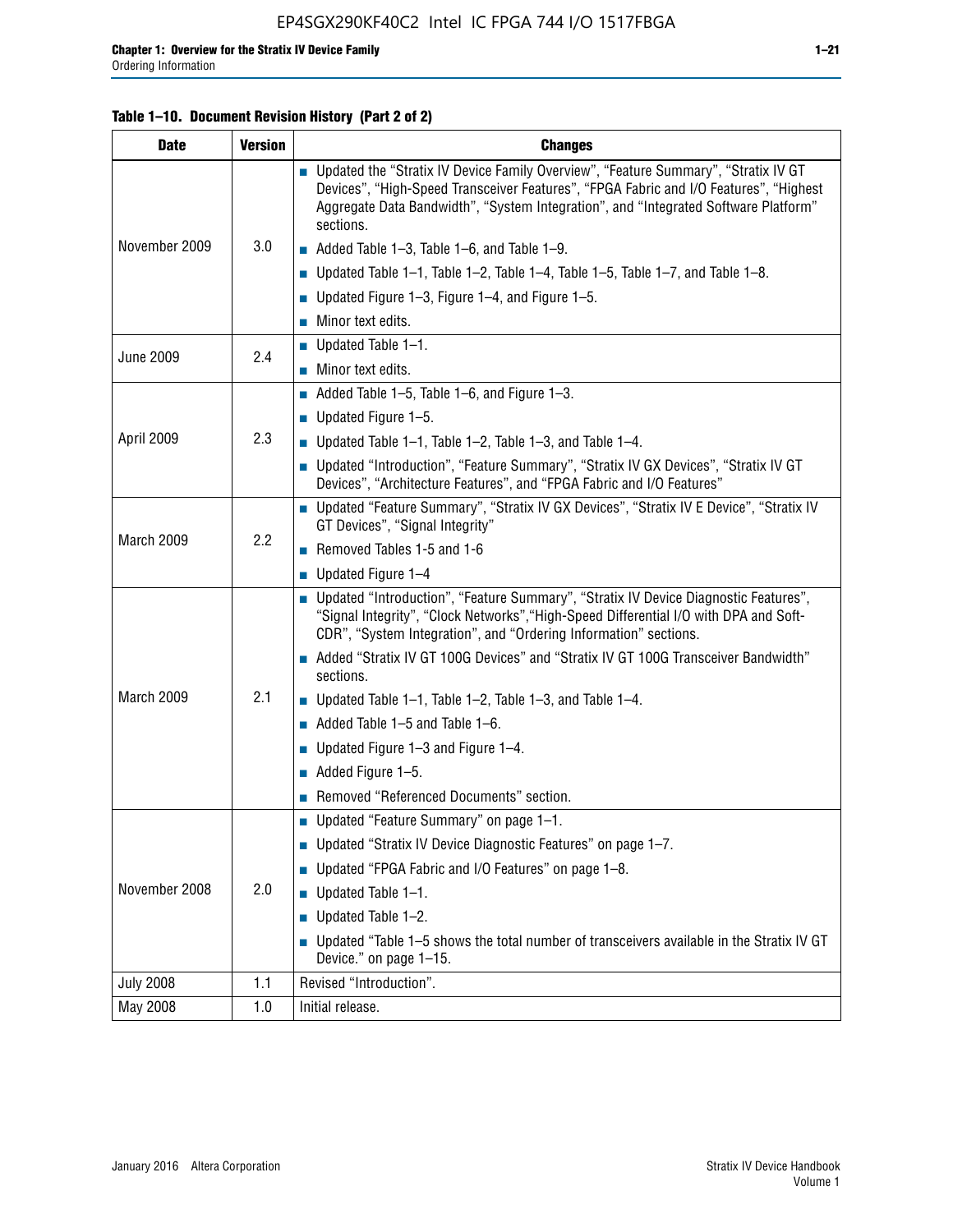Table 1–10. Document Revision History (Part 2 of 2)

| Date | Version | Changes |
|---|---|---|
| November 2009 | 3.0 | ■ Updated the "Stratix IV Device Family Overview", "Feature Summary", "Stratix IV GT Devices", "High-Speed Transceiver Features", "FPGA Fabric and I/O Features", "Highest Aggregate Data Bandwidth", "System Integration", and "Integrated Software Platform" sections. ■ Added Table 1–3, Table 1–6, and Table 1–9. ■ Updated Table 1–1, Table 1–2, Table 1–4, Table 1–5, Table 1–7, and Table 1–8. ■ Updated Figure 1–3, Figure 1–4, and Figure 1–5. ■ Minor text edits. |
| June 2009 | 2.4 | ■ Updated Table 1–1. ■ Minor text edits. |
| April 2009 | 2.3 | ■ Added Table 1–5, Table 1–6, and Figure 1–3. ■ Updated Figure 1–5. ■ Updated Table 1–1, Table 1–2, Table 1–3, and Table 1–4. ■ Updated "Introduction", "Feature Summary", "Stratix IV GX Devices", "Stratix IV GT Devices", "Architecture Features", and "FPGA Fabric and I/O Features" |
| March 2009 | 2.2 | ■ Updated "Feature Summary", "Stratix IV GX Devices", "Stratix IV E Device", "Stratix IV GT Devices", "Signal Integrity" ■ Removed Tables 1-5 and 1-6 ■ Updated Figure 1–4 |
| March 2009 | 2.1 | ■ Updated "Introduction", "Feature Summary", "Stratix IV Device Diagnostic Features", "Signal Integrity", "Clock Networks","High-Speed Differential I/O with DPA and Soft-CDR", "System Integration", and "Ordering Information" sections. ■ Added "Stratix IV GT 100G Devices" and "Stratix IV GT 100G Transceiver Bandwidth" sections. ■ Updated Table 1–1, Table 1–2, Table 1–3, and Table 1–4. ■ Added Table 1–5 and Table 1–6. ■ Updated Figure 1–3 and Figure 1–4. ■ Added Figure 1–5. ■ Removed "Referenced Documents" section. |
| November 2008 | 2.0 | ■ Updated "Feature Summary" on page 1–1. ■ Updated "Stratix IV Device Diagnostic Features" on page 1–7. ■ Updated "FPGA Fabric and I/O Features" on page 1–8. ■ Updated Table 1–1. ■ Updated Table 1–2. ■ Updated "Table 1–5 shows the total number of transceivers available in the Stratix IV GT Device." on page 1–15. |
| July 2008 | 1.1 | Revised "Introduction". |
| May 2008 | 1.0 | Initial release. |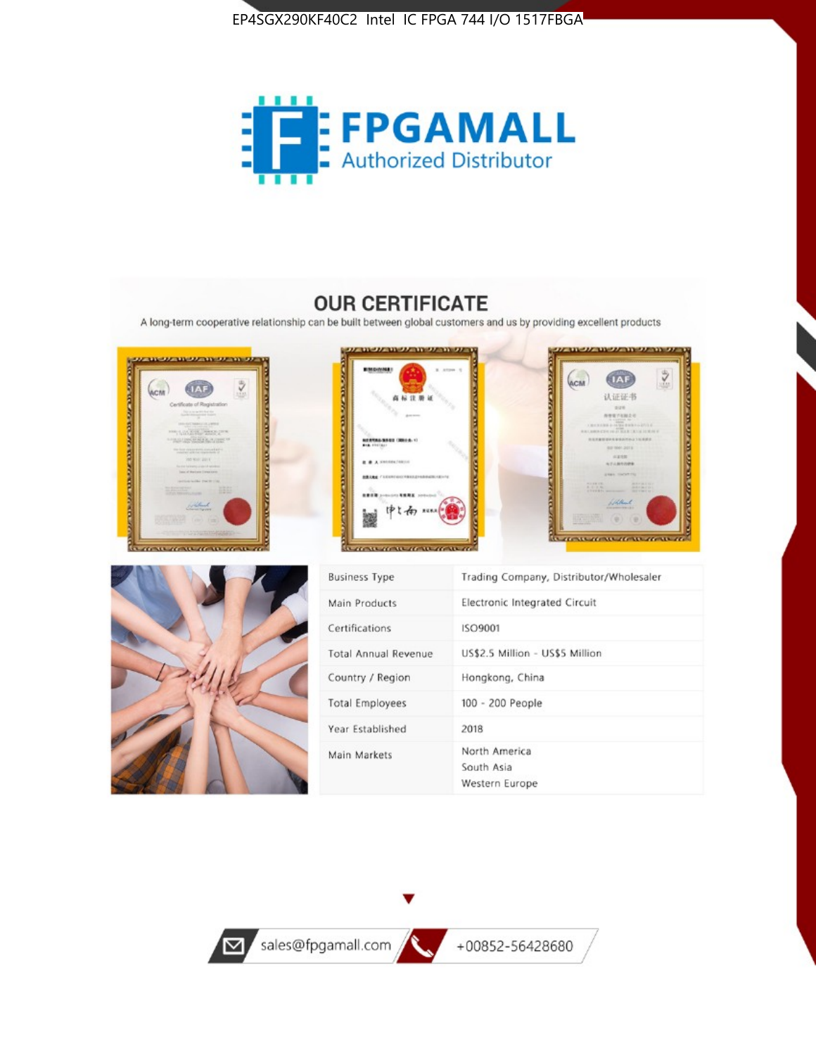FPGAMALL
Authorized Distributor

## OUR CERTIFICATE

A long-term cooperative relationship can be built between global customers and us by providing excellent products

| | |
|---|---|
| Business Type | Trading Company, Distributor/Wholesaler |
| Main Products | Electronic Integrated Circuit |
| Certifications | ISO9001 |
| Total Annual Revenue | US$2.5 Million - US$5 Million |
| Country / Region | Hongkong, China |
| Total Employees | 100 - 200 People |
| Year Established | 2018 |
| Main Markets | North America<br>South Asia<br>Western Europe |

sales@fpgamall.com

+00852-56428680